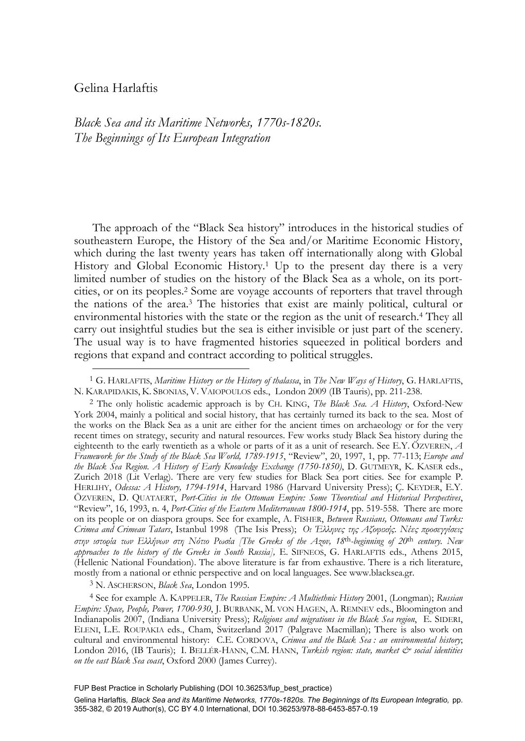Gelina Harlaftis

# *Black Sea and its Maritime Networks, 1770s-1820s. The Beginnings of Its European Integration*

The approach of the "Black Sea history" introduces in the historical studies of southeastern Europe, the History of the Sea and/or Maritime Economic History, which during the last twenty years has taken off internationally along with Global History and Global Economic History.[1] Up to the present day there is a very limited number of studies on the history of the Black Sea as a whole, on its port-cities, or on its peoples.[2] Some are voyage accounts of reporters that travel through the nations of the area.[3] The histories that exist are mainly political, cultural or environmental histories with the state or the region as the unit of research.[4] They all carry out insightful studies but the sea is either invisible or just part of the scenery. The usual way is to have fragmented histories squeezed in political borders and regions that expand and contract according to political struggles.

---

[1] G. HARLAFTIS, *Maritime History or the History of thalassa*, in *The New Ways of History*, G. HARLAFTIS, N. KARAPIDAKIS, K. SBONIAS, V. VAIOPOULOS eds., London 2009 (IB Tauris), pp. 211-238.

[2] The only holistic academic approach is by CH. KING, *The Black Sea. A History*, Oxford-New York 2004, mainly a political and social history, that has certainly turned its back to the sea. Most of the works on the Black Sea as a unit are either for the ancient times on archaeology or for the very recent times on strategy, security and natural resources. Few works study Black Sea history during the eighteenth to the early twentieth as a whole or parts of it as a unit of research. See E.Y. ÖZVEREN, *A Framework for the Study of the Black Sea World, 1789-1915*, "Review", 20, 1997, 1, pp. 77-113; *Europe and the Black Sea Region. A History of Early Knowledge Exchange (1750-1850)*, D. GUTMEYR, K. KASER eds., Zurich 2018 (Lit Verlag). There are very few studies for Black Sea port cities. See for example P. HERLIHY, *Odessa: A History, 1794-1914*, Harvard 1986 (Harvard University Press); Ç. KEYDER, E.Y. ÖZVEREN, D. QUATAERT, *Port-Cities in the Ottoman Empire: Some Theoretical and Historical Perspectives*, "Review", 16, 1993, n. 4, *Port-Cities of the Eastern Mediterranean 1800-1914*, pp. 519-558. There are more on its people or on diaspora groups. See for example, A. FISHER, *Between Russians, Ottomans and Turks: Crimea and Crimean Tatars*, Istanbul 1998 (The Isis Press); *Οι Έλληνες της Αζοφικής. Νέες προσεγγίσεις στην ιστορία των Ελλήνων στη Νότιο Ρωσία [The Greeks of the Azov, 18th-beginning of 20th century. New approaches to the history of the Greeks in South Russia]*, E. SIFNEOS, G. HARLAFTIS eds., Athens 2015, (Hellenic National Foundation). The above literature is far from exhaustive. There is a rich literature, mostly from a national or ethnic perspective and on local languages. See www.blacksea.gr.

[3] N. ASCHERSON, *Black Sea*, London 1995.

[4] See for example A. KAPPELER, *The Russian Empire: A Multiethnic History* 2001, (Longman); *Russian Empire: Space, People, Power, 1700-930*, J. BURBANK, M. VON HAGEN, A. REMNEV eds., Bloomington and Indianapolis 2007, (Indiana University Press); *Religions and migrations in the Black Sea region*, E. SIDERI, ELENI, L.E. ROUPAKIA eds., Cham, Switzerland 2017 (Palgrave Macmillan); There is also work on cultural and environmental history: C.E. CORDOVA, *Crimea and the Black Sea : an environmental history*; London 2016, (IB Tauris); I. BELLÉR-HANN, C.M. HANN, *Turkish region: state, market & social identities on the east Black Sea coast*, Oxford 2000 (James Currey).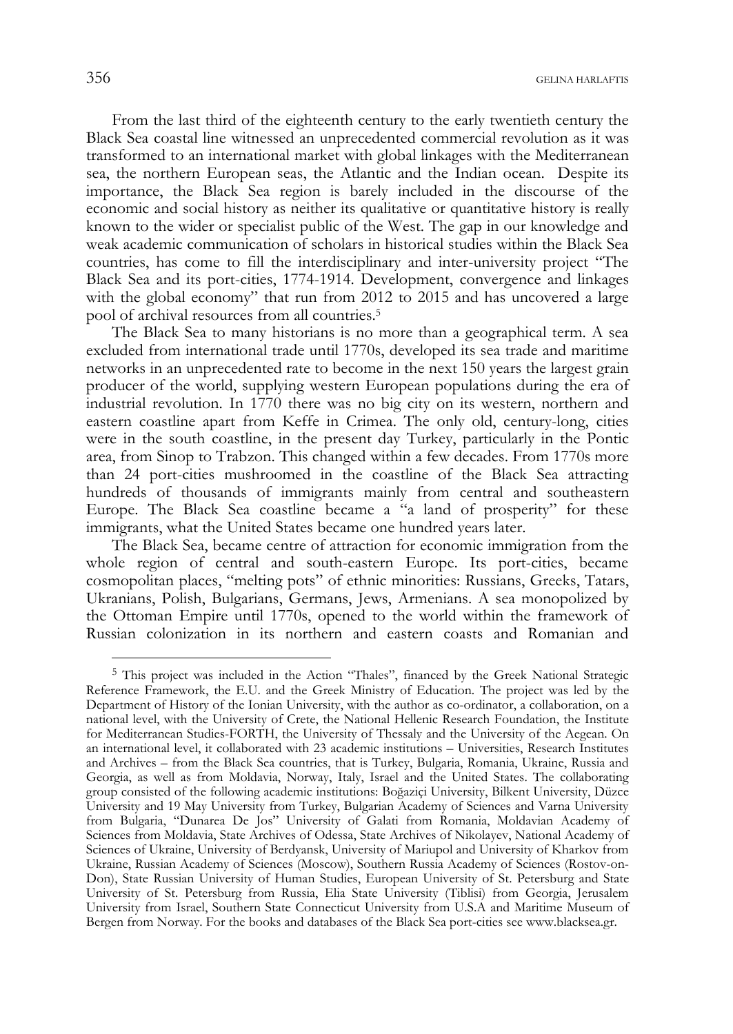From the last third of the eighteenth century to the early twentieth century the Black Sea coastal line witnessed an unprecedented commercial revolution as it was transformed to an international market with global linkages with the Mediterranean sea, the northern European seas, the Atlantic and the Indian ocean. Despite its importance, the Black Sea region is barely included in the discourse of the economic and social history as neither its qualitative or quantitative history is really known to the wider or specialist public of the West. The gap in our knowledge and weak academic communication of scholars in historical studies within the Black Sea countries, has come to fill the interdisciplinary and inter-university project "The Black Sea and its port-cities, 1774-1914. Development, convergence and linkages with the global economy" that run from 2012 to 2015 and has uncovered a large pool of archival resources from all countries.[5]

The Black Sea to many historians is no more than a geographical term. A sea excluded from international trade until 1770s, developed its sea trade and maritime networks in an unprecedented rate to become in the next 150 years the largest grain producer of the world, supplying western European populations during the era of industrial revolution. In 1770 there was no big city on its western, northern and eastern coastline apart from Keffe in Crimea. The only old, century-long, cities were in the south coastline, in the present day Turkey, particularly in the Pontic area, from Sinop to Trabzon. This changed within a few decades. From 1770s more than 24 port-cities mushroomed in the coastline of the Black Sea attracting hundreds of thousands of immigrants mainly from central and southeastern Europe. The Black Sea coastline became a "a land of prosperity" for these immigrants, what the United States became one hundred years later.

The Black Sea, became centre of attraction for economic immigration from the whole region of central and south-eastern Europe. Its port-cities, became cosmopolitan places, "melting pots" of ethnic minorities: Russians, Greeks, Tatars, Ukranians, Polish, Bulgarians, Germans, Jews, Armenians. A sea monopolized by the Ottoman Empire until 1770s, opened to the world within the framework of Russian colonization in its northern and eastern coasts and Romanian and

---

[5] This project was included in the Action "Thales", financed by the Greek National Strategic Reference Framework, the E.U. and the Greek Ministry of Education. The project was led by the Department of History of the Ionian University, with the author as co-ordinator, a collaboration, on a national level, with the University of Crete, the National Hellenic Research Foundation, the Institute for Mediterranean Studies-FORTH, the University of Thessaly and the University of the Aegean. On an international level, it collaborated with 23 academic institutions – Universities, Research Institutes and Archives – from the Black Sea countries, that is Turkey, Bulgaria, Romania, Ukraine, Russia and Georgia, as well as from Moldavia, Norway, Italy, Israel and the United States. The collaborating group consisted of the following academic institutions: Boğaziçi University, Bilkent University, Düzce University and 19 May University from Turkey, Bulgarian Academy of Sciences and Varna University from Bulgaria, "Dunarea De Jos" University of Galati from Romania, Moldavian Academy of Sciences from Moldavia, State Archives of Odessa, State Archives of Nikolayev, National Academy of Sciences of Ukraine, University of Berdyansk, University of Mariupol and University of Kharkov from Ukraine, Russian Academy of Sciences (Moscow), Southern Russia Academy of Sciences (Rostov-on-Don), State Russian University of Human Studies, European University of St. Petersburg and State University of St. Petersburg from Russia, Elia State University (Tiblisi) from Georgia, Jerusalem University from Israel, Southern State Connecticut University from U.S.A and Maritime Museum of Bergen from Norway. For the books and databases of the Black Sea port-cities see www.blacksea.gr.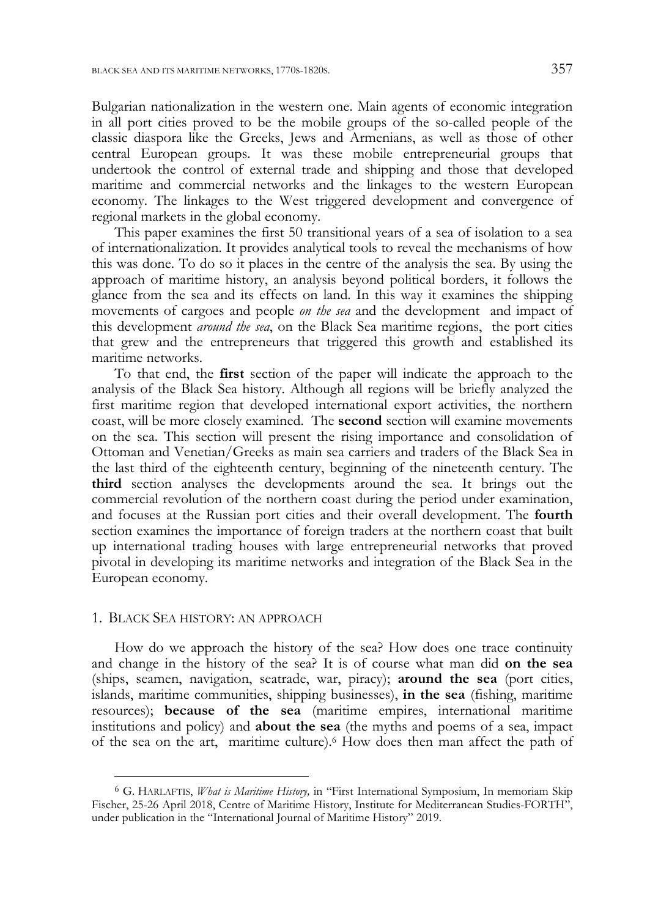Bulgarian nationalization in the western one. Main agents of economic integration in all port cities proved to be the mobile groups of the so-called people of the classic diaspora like the Greeks, Jews and Armenians, as well as those of other central European groups. It was these mobile entrepreneurial groups that undertook the control of external trade and shipping and those that developed maritime and commercial networks and the linkages to the western European economy. The linkages to the West triggered development and convergence of regional markets in the global economy.

This paper examines the first 50 transitional years of a sea of isolation to a sea of internationalization. It provides analytical tools to reveal the mechanisms of how this was done. To do so it places in the centre of the analysis the sea. By using the approach of maritime history, an analysis beyond political borders, it follows the glance from the sea and its effects on land. In this way it examines the shipping movements of cargoes and people *on the sea* and the development and impact of this development *around the sea*, on the Black Sea maritime regions, the port cities that grew and the entrepreneurs that triggered this growth and established its maritime networks.

To that end, the **first** section of the paper will indicate the approach to the analysis of the Black Sea history. Although all regions will be briefly analyzed the first maritime region that developed international export activities, the northern coast, will be more closely examined. The **second** section will examine movements on the sea. This section will present the rising importance and consolidation of Ottoman and Venetian/Greeks as main sea carriers and traders of the Black Sea in the last third of the eighteenth century, beginning of the nineteenth century. The **third** section analyses the developments around the sea. It brings out the commercial revolution of the northern coast during the period under examination, and focuses at the Russian port cities and their overall development. The **fourth** section examines the importance of foreign traders at the northern coast that built up international trading houses with large entrepreneurial networks that proved pivotal in developing its maritime networks and integration of the Black Sea in the European economy.

## 1. BLACK SEA HISTORY: AN APPROACH

How do we approach the history of the sea? How does one trace continuity and change in the history of the sea? It is of course what man did **on the sea** (ships, seamen, navigation, seatrade, war, piracy); **around the sea** (port cities, islands, maritime communities, shipping businesses), **in the sea** (fishing, maritime resources); **because of the sea** (maritime empires, international maritime institutions and policy) and **about the sea** (the myths and poems of a sea, impact of the sea on the art, maritime culture).[6] How does then man affect the path of

---

[6] G. HARLAFTIS, *What is Maritime History,* in "First International Symposium, In memoriam Skip Fischer, 25-26 April 2018, Centre of Maritime History, Institute for Mediterranean Studies-FORTH", under publication in the "International Journal of Maritime History" 2019.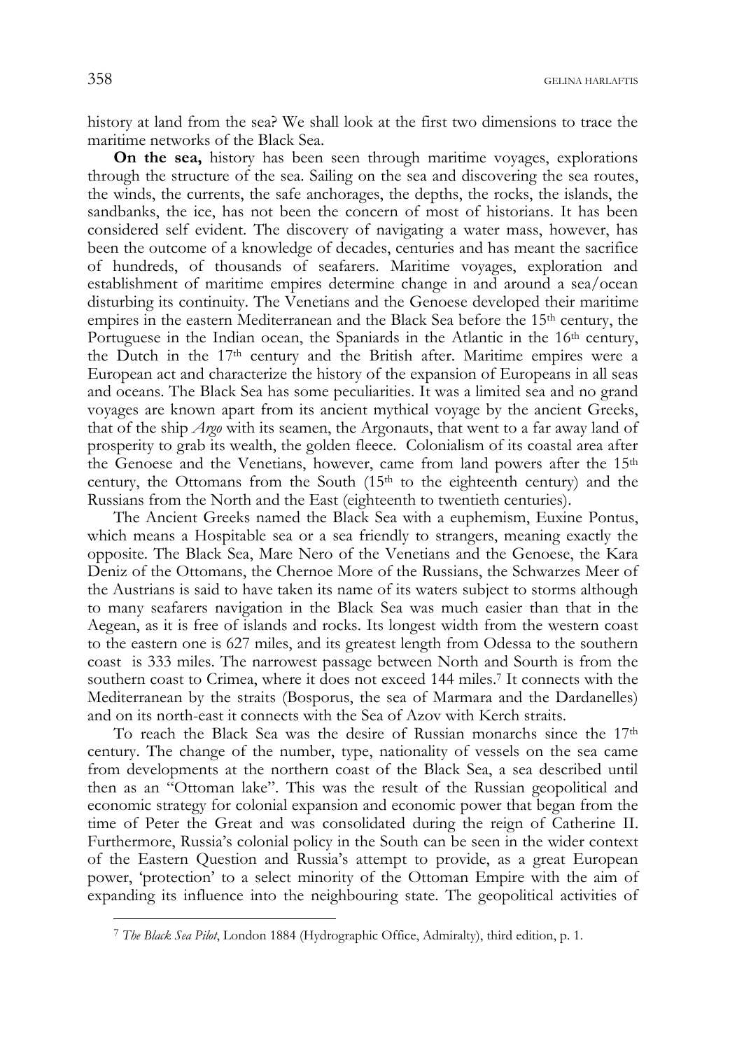history at land from the sea? We shall look at the first two dimensions to trace the maritime networks of the Black Sea.

**On the sea,** history has been seen through maritime voyages, explorations through the structure of the sea. Sailing on the sea and discovering the sea routes, the winds, the currents, the safe anchorages, the depths, the rocks, the islands, the sandbanks, the ice, has not been the concern of most of historians. It has been considered self evident. The discovery of navigating a water mass, however, has been the outcome of a knowledge of decades, centuries and has meant the sacrifice of hundreds, of thousands of seafarers. Maritime voyages, exploration and establishment of maritime empires determine change in and around a sea/ocean disturbing its continuity. The Venetians and the Genoese developed their maritime empires in the eastern Mediterranean and the Black Sea before the 15th century, the Portuguese in the Indian ocean, the Spaniards in the Atlantic in the 16th century, the Dutch in the 17th century and the British after. Maritime empires were a European act and characterize the history of the expansion of Europeans in all seas and oceans. The Black Sea has some peculiarities. It was a limited sea and no grand voyages are known apart from its ancient mythical voyage by the ancient Greeks, that of the ship *Argo* with its seamen, the Argonauts, that went to a far away land of prosperity to grab its wealth, the golden fleece. Colonialism of its coastal area after the Genoese and the Venetians, however, came from land powers after the 15th century, the Ottomans from the South (15th to the eighteenth century) and the Russians from the North and the East (eighteenth to twentieth centuries).

The Ancient Greeks named the Black Sea with a euphemism, Euxine Pontus, which means a Hospitable sea or a sea friendly to strangers, meaning exactly the opposite. The Black Sea, Mare Nero of the Venetians and the Genoese, the Kara Deniz of the Ottomans, the Chernoe More of the Russians, the Schwarzes Meer of the Austrians is said to have taken its name of its waters subject to storms although to many seafarers navigation in the Black Sea was much easier than that in the Aegean, as it is free of islands and rocks. Its longest width from the western coast to the eastern one is 627 miles, and its greatest length from Odessa to the southern coast is 333 miles. The narrowest passage between North and Sourth is from the southern coast to Crimea, where it does not exceed 144 miles.[7] It connects with the Mediterranean by the straits (Bosporus, the sea of Marmara and the Dardanelles) and on its north-east it connects with the Sea of Azov with Kerch straits.

To reach the Black Sea was the desire of Russian monarchs since the 17th century. The change of the number, type, nationality of vessels on the sea came from developments at the northern coast of the Black Sea, a sea described until then as an "Ottoman lake". This was the result of the Russian geopolitical and economic strategy for colonial expansion and economic power that began from the time of Peter the Great and was consolidated during the reign of Catherine II. Furthermore, Russia's colonial policy in the South can be seen in the wider context of the Eastern Question and Russia's attempt to provide, as a great European power, 'protection' to a select minority of the Ottoman Empire with the aim of expanding its influence into the neighbouring state. The geopolitical activities of

---

[7] *The Black Sea Pilot*, London 1884 (Hydrographic Office, Admiralty), third edition, p. 1.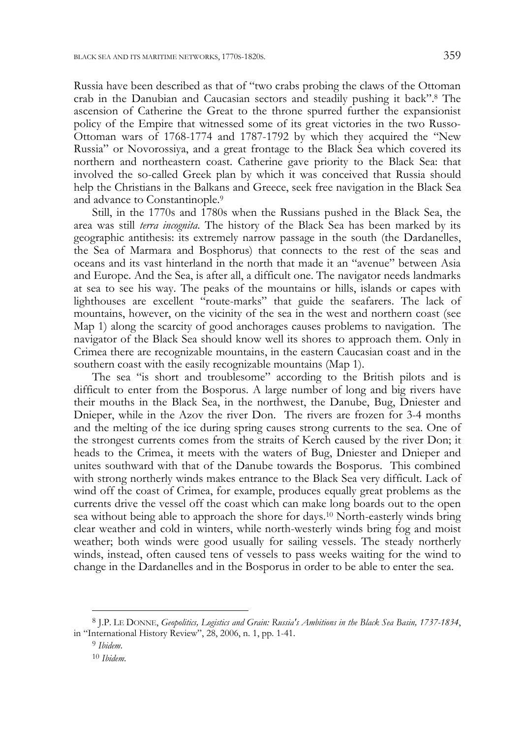Russia have been described as that of "two crabs probing the claws of the Ottoman crab in the Danubian and Caucasian sectors and steadily pushing it back".[8] The ascension of Catherine the Great to the throne spurred further the expansionist policy of the Empire that witnessed some of its great victories in the two Russo-Ottoman wars of 1768-1774 and 1787-1792 by which they acquired the "New Russia" or Novorossiya, and a great frontage to the Black Sea which covered its northern and northeastern coast. Catherine gave priority to the Black Sea: that involved the so-called Greek plan by which it was conceived that Russia should help the Christians in the Balkans and Greece, seek free navigation in the Black Sea and advance to Constantinople.[9]

Still, in the 1770s and 1780s when the Russians pushed in the Black Sea, the area was still *terra incognita*. The history of the Black Sea has been marked by its geographic antithesis: its extremely narrow passage in the south (the Dardanelles, the Sea of Marmara and Bosphorus) that connects to the rest of the seas and oceans and its vast hinterland in the north that made it an "avenue" between Asia and Europe. And the Sea, is after all, a difficult one. The navigator needs landmarks at sea to see his way. The peaks of the mountains or hills, islands or capes with lighthouses are excellent "route-marks" that guide the seafarers. The lack of mountains, however, on the vicinity of the sea in the west and northern coast (see Map 1) along the scarcity of good anchorages causes problems to navigation. The navigator of the Black Sea should know well its shores to approach them. Only in Crimea there are recognizable mountains, in the eastern Caucasian coast and in the southern coast with the easily recognizable mountains (Map 1).

The sea "is short and troublesome" according to the British pilots and is difficult to enter from the Bosporus. A large number of long and big rivers have their mouths in the Black Sea, in the northwest, the Danube, Bug, Dniester and Dnieper, while in the Azov the river Don. The rivers are frozen for 3-4 months and the melting of the ice during spring causes strong currents to the sea. One of the strongest currents comes from the straits of Kerch caused by the river Don; it heads to the Crimea, it meets with the waters of Bug, Dniester and Dnieper and unites southward with that of the Danube towards the Bosporus. This combined with strong northerly winds makes entrance to the Black Sea very difficult. Lack of wind off the coast of Crimea, for example, produces equally great problems as the currents drive the vessel off the coast which can make long boards out to the open sea without being able to approach the shore for days.[10] North-easterly winds bring clear weather and cold in winters, while north-westerly winds bring fog and moist weather; both winds were good usually for sailing vessels. The steady northerly winds, instead, often caused tens of vessels to pass weeks waiting for the wind to change in the Dardanelles and in the Bosporus in order to be able to enter the sea.

---

[8] J.P. LE DONNE, *Geopolitics, Logistics and Grain: Russia's Ambitions in the Black Sea Basin, 1737-1834*, in "International History Review", 28, 2006, n. 1, pp. 1-41.

[9] *Ibidem*.

[10] *Ibidem*.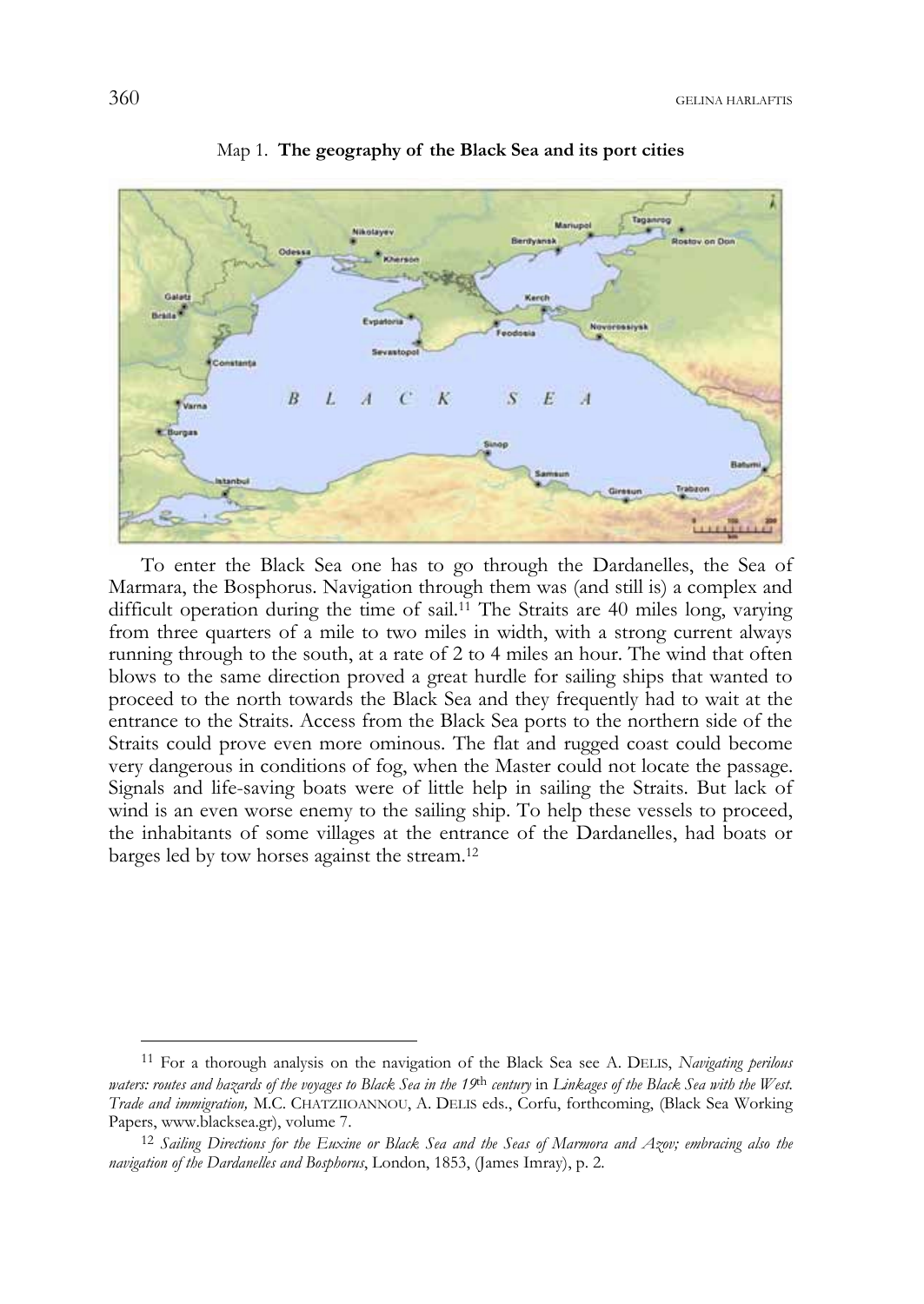Map 1. **The geography of the Black Sea and its port cities**

To enter the Black Sea one has to go through the Dardanelles, the Sea of Marmara, the Bosphorus. Navigation through them was (and still is) a complex and difficult operation during the time of sail.[11] The Straits are 40 miles long, varying from three quarters of a mile to two miles in width, with a strong current always running through to the south, at a rate of 2 to 4 miles an hour. The wind that often blows to the same direction proved a great hurdle for sailing ships that wanted to proceed to the north towards the Black Sea and they frequently had to wait at the entrance to the Straits. Access from the Black Sea ports to the northern side of the Straits could prove even more ominous. The flat and rugged coast could become very dangerous in conditions of fog, when the Master could not locate the passage. Signals and life-saving boats were of little help in sailing the Straits. But lack of wind is an even worse enemy to the sailing ship. To help these vessels to proceed, the inhabitants of some villages at the entrance of the Dardanelles, had boats or barges led by tow horses against the stream.[12]

---

[11] For a thorough analysis on the navigation of the Black Sea see A. DELIS, *Navigating perilous waters: routes and hazards of the voyages to Black Sea in the 19th century* in *Linkages of the Black Sea with the West. Trade and immigration,* M.C. CHATZIIOANNOU, A. DELIS eds., Corfu, forthcoming, (Black Sea Working Papers, www.blacksea.gr), volume 7.

[12] *Sailing Directions for the Euxine or Black Sea and the Seas of Marmora and Azov; embracing also the navigation of the Dardanelles and Bosphorus*, London, 1853, (James Imray), p. 2.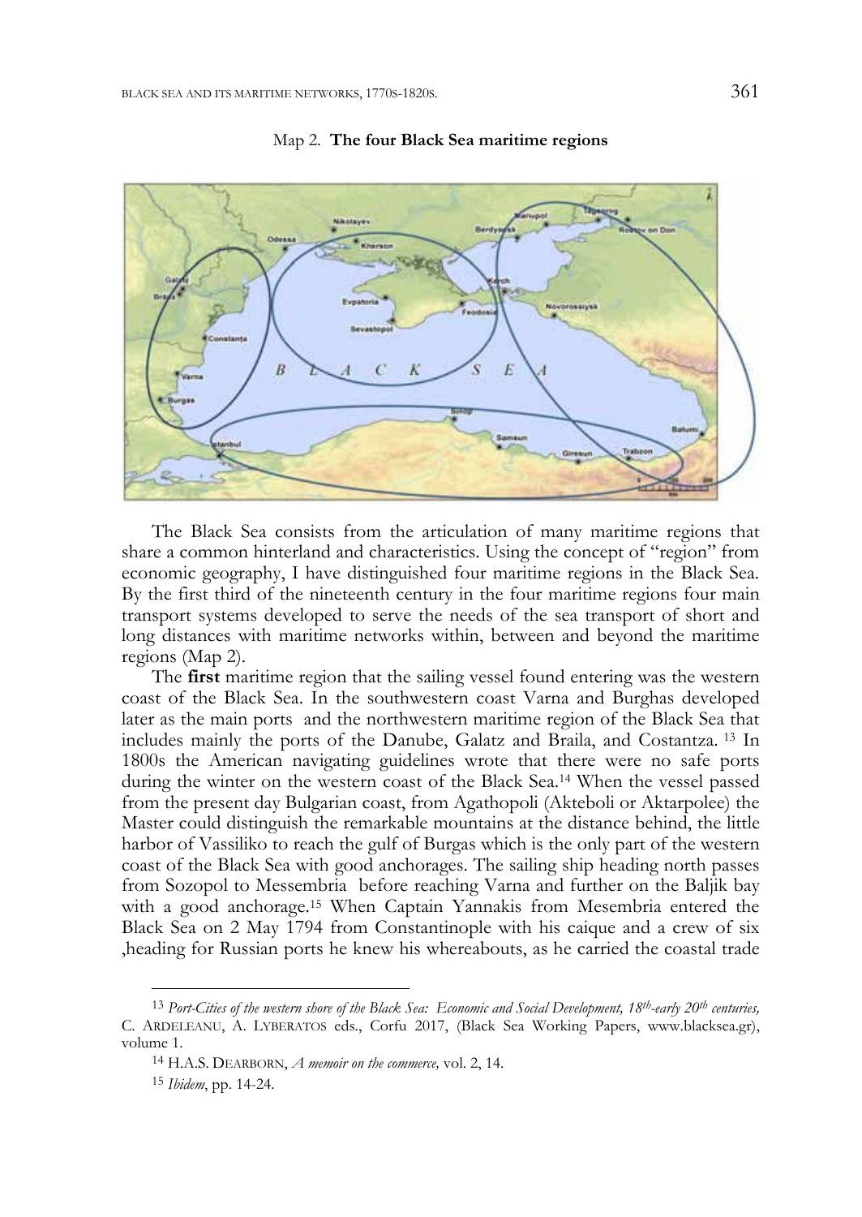Map 2. **The four Black Sea maritime regions**

The Black Sea consists from the articulation of many maritime regions that share a common hinterland and characteristics. Using the concept of "region" from economic geography, I have distinguished four maritime regions in the Black Sea. By the first third of the nineteenth century in the four maritime regions four main transport systems developed to serve the needs of the sea transport of short and long distances with maritime networks within, between and beyond the maritime regions (Map 2).

The **first** maritime region that the sailing vessel found entering was the western coast of the Black Sea. In the southwestern coast Varna and Burghas developed later as the main ports and the northwestern maritime region of the Black Sea that includes mainly the ports of the Danube, Galatz and Braila, and Costantza. [13] In 1800s the American navigating guidelines wrote that there were no safe ports during the winter on the western coast of the Black Sea.[14] When the vessel passed from the present day Bulgarian coast, from Agathopoli (Akteboli or Aktarpolee) the Master could distinguish the remarkable mountains at the distance behind, the little harbor of Vassiliko to reach the gulf of Burgas which is the only part of the western coast of the Black Sea with good anchorages. The sailing ship heading north passes from Sozopol to Messembria before reaching Varna and further on the Baljik bay with a good anchorage.[15] When Captain Yannakis from Mesembria entered the Black Sea on 2 May 1794 from Constantinople with his caique and a crew of six ,heading for Russian ports he knew his whereabouts, as he carried the coastal trade

[13] *Port-Cities of the western shore of the Black Sea: Economic and Social Development, 18th-early 20th centuries,* C. Ardeleanu, A. Lyberatos eds., Corfu 2017, (Black Sea Working Papers, www.blacksea.gr), volume 1.

[14] H.A.S. Dearborn, *A memoir on the commerce,* vol. 2, 14.

[15] *Ibidem*, pp. 14-24.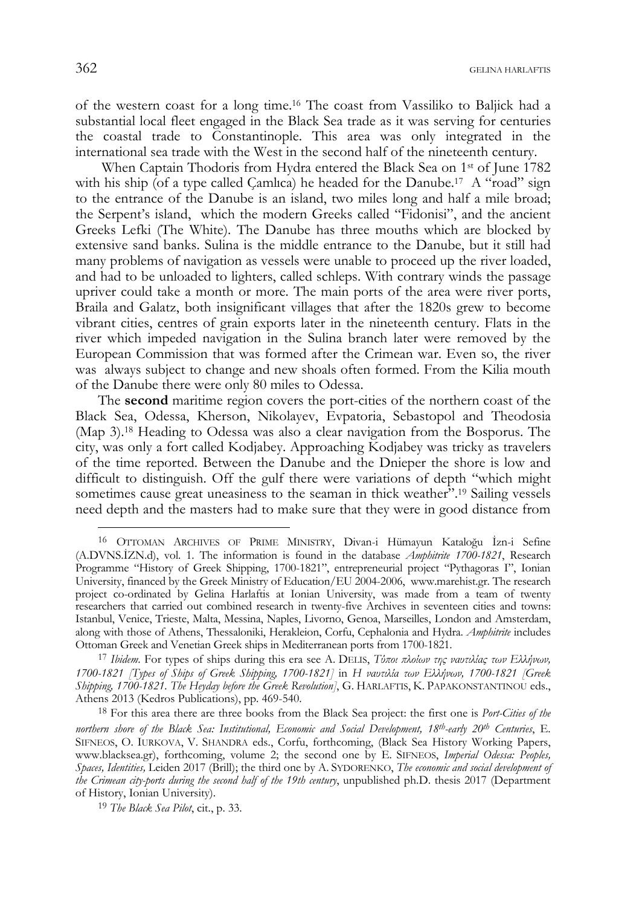of the western coast for a long time.[16] The coast from Vassiliko to Baljick had a substantial local fleet engaged in the Black Sea trade as it was serving for centuries the coastal trade to Constantinople. This area was only integrated in the international sea trade with the West in the second half of the nineteenth century.

When Captain Thodoris from Hydra entered the Black Sea on 1st of June 1782 with his ship (of a type called Çamlıca) he headed for the Danube.[17] A "road" sign to the entrance of the Danube is an island, two miles long and half a mile broad; the Serpent's island, which the modern Greeks called "Fidonisi", and the ancient Greeks Lefki (The White). The Danube has three mouths which are blocked by extensive sand banks. Sulina is the middle entrance to the Danube, but it still had many problems of navigation as vessels were unable to proceed up the river loaded, and had to be unloaded to lighters, called schleps. With contrary winds the passage upriver could take a month or more. The main ports of the area were river ports, Braila and Galatz, both insignificant villages that after the 1820s grew to become vibrant cities, centres of grain exports later in the nineteenth century. Flats in the river which impeded navigation in the Sulina branch later were removed by the European Commission that was formed after the Crimean war. Even so, the river was always subject to change and new shoals often formed. From the Kilia mouth of the Danube there were only 80 miles to Odessa.

The **second** maritime region covers the port-cities of the northern coast of the Black Sea, Odessa, Kherson, Nikolayev, Evpatoria, Sebastopol and Theodosia (Map 3).[18] Heading to Odessa was also a clear navigation from the Bosporus. The city, was only a fort called Kodjabey. Approaching Kodjabey was tricky as travelers of the time reported. Between the Danube and the Dnieper the shore is low and difficult to distinguish. Off the gulf there were variations of depth "which might sometimes cause great uneasiness to the seaman in thick weather".[19] Sailing vessels need depth and the masters had to make sure that they were in good distance from

---

[16] OTTOMAN ARCHIVES OF PRIME MINISTRY, Divan-i Hümayun Kataloğu İzn-i Sefine (A.DVNS.İZN.d), vol. 1. The information is found in the database *Amphitrite 1700-1821*, Research Programme "History of Greek Shipping, 1700-1821", entrepreneurial project "Pythagoras I", Ionian University, financed by the Greek Ministry of Education/EU 2004-2006, www.marehist.gr. The research project co-ordinated by Gelina Harlaftis at Ionian University, was made from a team of twenty researchers that carried out combined research in twenty-five Archives in seventeen cities and towns: Istanbul, Venice, Trieste, Malta, Messina, Naples, Livorno, Genoa, Marseilles, London and Amsterdam, along with those of Athens, Thessaloniki, Herakleion, Corfu, Cephalonia and Hydra. *Amphitrite* includes Ottoman Greek and Venetian Greek ships in Mediterranean ports from 1700-1821.

[17] *Ibidem*. For types of ships during this era see A. DELIS, *Τύποι πλοίων της ναυτιλίας των Ελλήνων, 1700-1821 [Types of Ships of Greek Shipping, 1700-1821]* in *Η ναυτιλία των Ελλήνων, 1700-1821 [Greek Shipping, 1700-1821. The Heyday before the Greek Revolution]*, G. HARLAFTIS, K. PAPAKONSTANTINOU eds., Athens 2013 (Kedros Publications), pp. 469-540.

[18] For this area there are three books from the Black Sea project: the first one is *Port-Cities of the northern shore of the Black Sea: Institutional, Economic and Social Development, 18th-early 20th Centuries*, E. SIFNEOS, O. IURKOVA, V. SHANDRA eds., Corfu, forthcoming, (Black Sea History Working Papers, www.blacksea.gr), forthcoming, volume 2; the second one by E. SIFNEOS, *Imperial Odessa: Peoples, Spaces, Identities,* Leiden 2017 (Brill); the third one by A. SYDORENKO, *The economic and social development of the Crimean city-ports during the second half of the 19th century*, unpublished ph.D. thesis 2017 (Department of History, Ionian University).

[19] *The Black Sea Pilot*, cit., p. 33.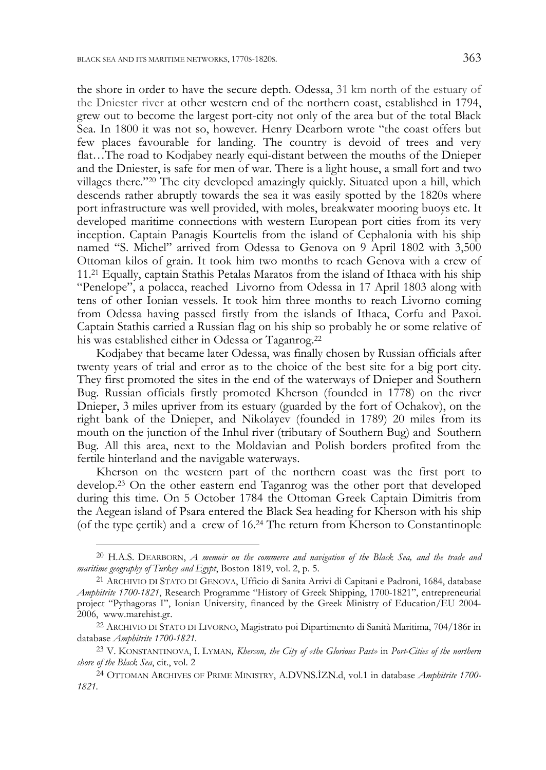the shore in order to have the secure depth. Odessa, 31 km north of the estuary of the Dniester river at other western end of the northern coast, established in 1794, grew out to become the largest port-city not only of the area but of the total Black Sea. In 1800 it was not so, however. Henry Dearborn wrote "the coast offers but few places favourable for landing. The country is devoid of trees and very flat…The road to Kodjabey nearly equi-distant between the mouths of the Dnieper and the Dniester, is safe for men of war. There is a light house, a small fort and two villages there."[20] The city developed amazingly quickly. Situated upon a hill, which descends rather abruptly towards the sea it was easily spotted by the 1820s where port infrastructure was well provided, with moles, breakwater mooring buoys etc. It developed maritime connections with western European port cities from its very inception. Captain Panagis Kourtelis from the island of Cephalonia with his ship named "S. Michel" arrived from Odessa to Genova on 9 April 1802 with 3,500 Ottoman kilos of grain. It took him two months to reach Genova with a crew of 11.[21] Equally, captain Stathis Petalas Maratos from the island of Ithaca with his ship "Penelope", a polacca, reached Livorno from Odessa in 17 April 1803 along with tens of other Ionian vessels. It took him three months to reach Livorno coming from Odessa having passed firstly from the islands of Ithaca, Corfu and Paxoi. Captain Stathis carried a Russian flag on his ship so probably he or some relative of his was established either in Odessa or Taganrog.[22]

Kodjabey that became later Odessa, was finally chosen by Russian officials after twenty years of trial and error as to the choice of the best site for a big port city. They first promoted the sites in the end of the waterways of Dnieper and Southern Bug. Russian officials firstly promoted Kherson (founded in 1778) on the river Dnieper, 3 miles upriver from its estuary (guarded by the fort of Ochakov), on the right bank of the Dnieper, and Nikolayev (founded in 1789) 20 miles from its mouth on the junction of the Inhul river (tributary of Southern Bug) and Southern Bug. All this area, next to the Moldavian and Polish borders profited from the fertile hinterland and the navigable waterways.

Kherson on the western part of the northern coast was the first port to develop.[23] On the other eastern end Taganrog was the other port that developed during this time. On 5 October 1784 the Ottoman Greek Captain Dimitris from the Aegean island of Psara entered the Black Sea heading for Kherson with his ship (of the type çertik) and a crew of 16.[24] The return from Kherson to Constantinople

---

[20] H.A.S. Dearborn, *A memoir on the commerce and navigation of the Black Sea, and the trade and maritime geography of Turkey and Egypt*, Boston 1819, vol. 2, p. 5.

[21] Archivio di Stato di Genova, Ufficio di Sanita Arrivi di Capitani e Padroni, 1684, database *Amphitrite 1700-1821*, Research Programme "History of Greek Shipping, 1700-1821", entrepreneurial project "Pythagoras I", Ionian University, financed by the Greek Ministry of Education/EU 2004-2006, www.marehist.gr.

[22] Archivio di Stato di Livorno, Magistrato poi Dipartimento di Sanità Maritima, 704/186r in database *Amphitrite 1700-1821*.

[23] V. Konstantinova, I. Lyman, *Kherson, the City of «the Glorious Past»* in *Port-Cities of the northern shore of the Black Sea*, cit., vol. 2

[24] Ottoman Archives of Prime Ministry, A.DVNS.İZN.d, vol.1 in database *Amphitrite 1700-1821*.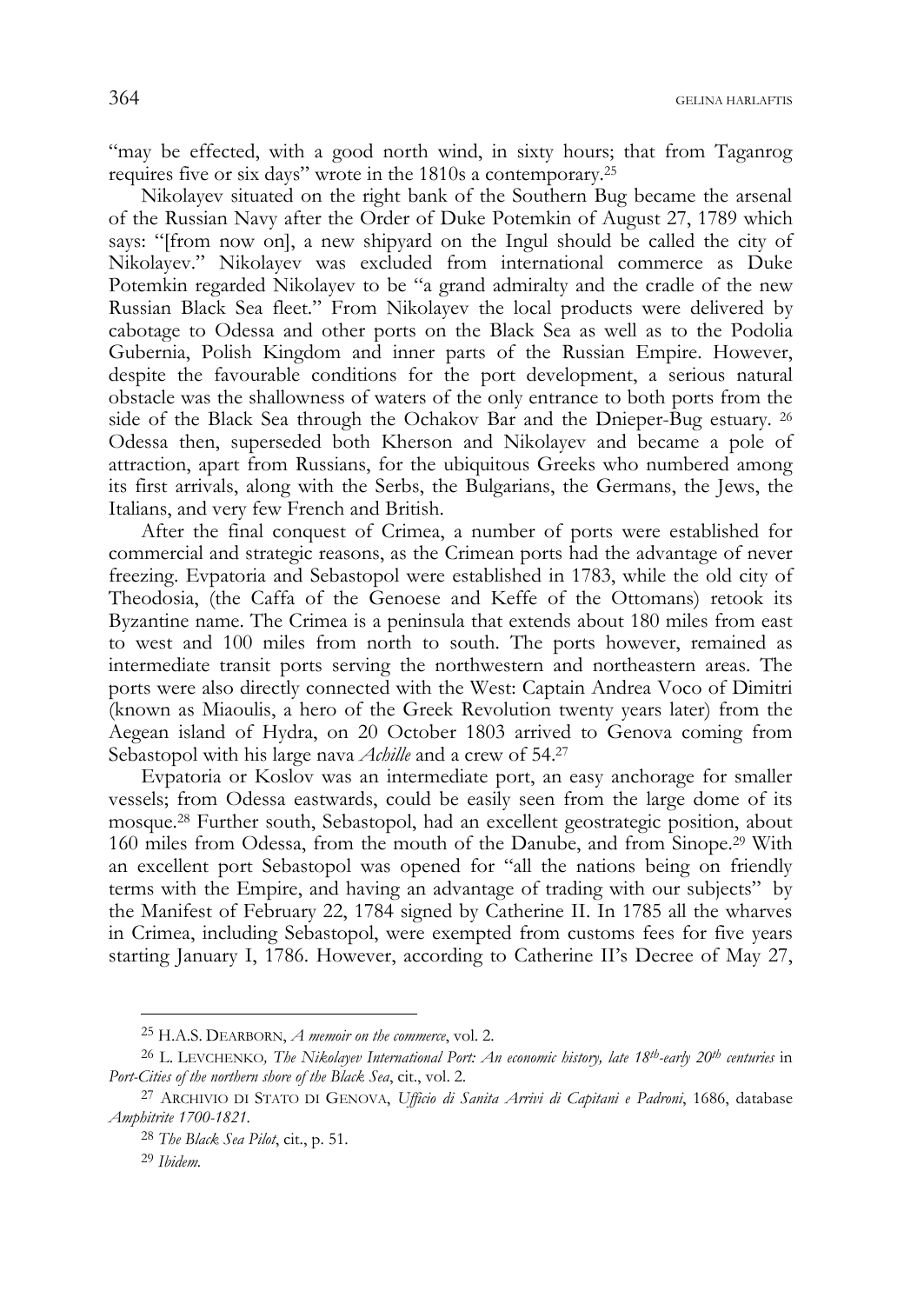"may be effected, with a good north wind, in sixty hours; that from Taganrog requires five or six days" wrote in the 1810s a contemporary.[25]

Nikolayev situated on the right bank of the Southern Bug became the arsenal of the Russian Navy after the Order of Duke Potemkin of August 27, 1789 which says: "[from now on], a new shipyard on the Ingul should be called the city of Nikolayev." Nikolayev was excluded from international commerce as Duke Potemkin regarded Nikolayev to be "a grand admiralty and the cradle of the new Russian Black Sea fleet." From Nikolayev the local products were delivered by cabotage to Odessa and other ports on the Black Sea as well as to the Podolia Gubernia, Polish Kingdom and inner parts of the Russian Empire. However, despite the favourable conditions for the port development, a serious natural obstacle was the shallowness of waters of the only entrance to both ports from the side of the Black Sea through the Ochakov Bar and the Dnieper-Bug estuary. [26] Odessa then, superseded both Kherson and Nikolayev and became a pole of attraction, apart from Russians, for the ubiquitous Greeks who numbered among its first arrivals, along with the Serbs, the Bulgarians, the Germans, the Jews, the Italians, and very few French and British.

After the final conquest of Crimea, a number of ports were established for commercial and strategic reasons, as the Crimean ports had the advantage of never freezing. Evpatoria and Sebastopol were established in 1783, while the old city of Theodosia, (the Caffa of the Genoese and Keffe of the Ottomans) retook its Byzantine name. The Crimea is a peninsula that extends about 180 miles from east to west and 100 miles from north to south. The ports however, remained as intermediate transit ports serving the northwestern and northeastern areas. The ports were also directly connected with the West: Captain Andrea Voco of Dimitri (known as Miaoulis, a hero of the Greek Revolution twenty years later) from the Aegean island of Hydra, on 20 October 1803 arrived to Genova coming from Sebastopol with his large nava *Achille* and a crew of 54.[27]

Evpatoria or Koslov was an intermediate port, an easy anchorage for smaller vessels; from Odessa eastwards, could be easily seen from the large dome of its mosque.[28] Further south, Sebastopol, had an excellent geostrategic position, about 160 miles from Odessa, from the mouth of the Danube, and from Sinope.[29] With an excellent port Sebastopol was opened for "all the nations being on friendly terms with the Empire, and having an advantage of trading with our subjects" by the Manifest of February 22, 1784 signed by Catherine II. In 1785 all the wharves in Crimea, including Sebastopol, were exempted from customs fees for five years starting January I, 1786. However, according to Catherine II's Decree of May 27,

---

[25] H.A.S. DEARBORN, *A memoir on the commerce*, vol. 2.

[26] L. LEVCHENKO, *The Nikolayev International Port: An economic history, late 18th-early 20th centuries* in *Port-Cities of the northern shore of the Black Sea*, cit., vol. 2.

[27] ARCHIVIO DI STATO DI GENOVA, *Ufficio di Sanita Arrivi di Capitani e Padroni*, 1686, database *Amphitrite 1700-1821*.

[28] *The Black Sea Pilot*, cit., p. 51.

[29] *Ibidem*.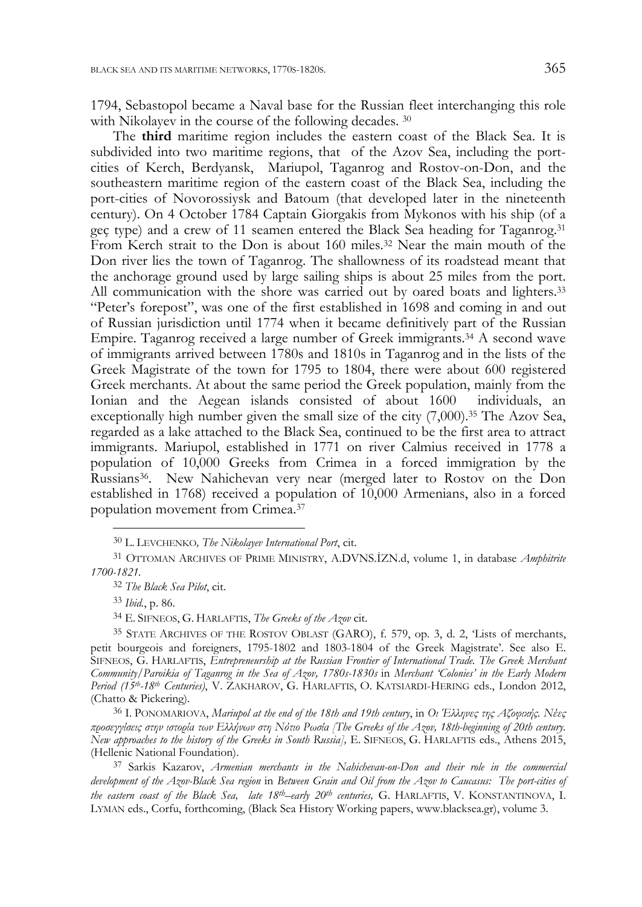1794, Sebastopol became a Naval base for the Russian fleet interchanging this role with Nikolayev in the course of the following decades. [30]

The **third** maritime region includes the eastern coast of the Black Sea. It is subdivided into two maritime regions, that of the Azov Sea, including the port-cities of Kerch, Berdyansk, Mariupol, Taganrog and Rostov-on-Don, and the southeastern maritime region of the eastern coast of the Black Sea, including the port-cities of Novorossiysk and Batoum (that developed later in the nineteenth century). On 4 October 1784 Captain Giorgakis from Mykonos with his ship (of a geç type) and a crew of 11 seamen entered the Black Sea heading for Taganrog.[31] From Kerch strait to the Don is about 160 miles.[32] Near the main mouth of the Don river lies the town of Taganrog. The shallowness of its roadstead meant that the anchorage ground used by large sailing ships is about 25 miles from the port. All communication with the shore was carried out by oared boats and lighters.[33] "Peter's forepost", was one of the first established in 1698 and coming in and out of Russian jurisdiction until 1774 when it became definitively part of the Russian Empire. Taganrog received a large number of Greek immigrants.[34] A second wave of immigrants arrived between 1780s and 1810s in Taganrog and in the lists of the Greek Magistrate of the town for 1795 to 1804, there were about 600 registered Greek merchants. At about the same period the Greek population, mainly from the Ionian and the Aegean islands consisted of about 1600 individuals, an exceptionally high number given the small size of the city (7,000).[35] The Azov Sea, regarded as a lake attached to the Black Sea, continued to be the first area to attract immigrants. Mariupol, established in 1771 on river Calmius received in 1778 a population of 10,000 Greeks from Crimea in a forced immigration by the Russians[36]. New Nahichevan very near (merged later to Rostov on the Don established in 1768) received a population of 10,000 Armenians, also in a forced population movement from Crimea.[37]

---

[30] L. LEVCHENKO, *The Nikolayev International Port*, cit.

[31] OTTOMAN ARCHIVES OF PRIME MINISTRY, A.DVNS.İZN.d, volume 1, in database *Amphitrite 1700-1821*.

[32] *The Black Sea Pilot*, cit.

[33] *Ibid.*, p. 86.

[34] E. SIFNEOS, G. HARLAFTIS, *The Greeks of the Azov* cit.

[35] STATE ARCHIVES OF THE ROSTOV OBLAST (GARO), f. 579, op. 3, d. 2, 'Lists of merchants, petit bourgeois and foreigners, 1795-1802 and 1803-1804 of the Greek Magistrate'. See also E. SIFNEOS, G. HARLAFTIS, *Entrepreneurship at the Russian Frontier of International Trade. The Greek Merchant Community/Paroikia of Taganrog in the Sea of Azov, 1780s-1830s* in *Merchant 'Colonies' in the Early Modern Period (15th-18th Centuries)*, V. ZAKHAROV, G. HARLAFTIS, O. KATSIARDI-HERING eds., London 2012, (Chatto & Pickering).

[36] I. PONOMARIOVA, *Mariupol at the end of the 18th and 19th century*, in *Οι Έλληνες της Αζοφικής. Νέες προσεγγίσεις στην ιστορία των Ελλήνων στη Νότιο Ρωσία [The Greeks of the Azov, 18th-beginning of 20th century. New approaches to the history of the Greeks in South Russia]*, E. SIFNEOS, G. HARLAFTIS eds., Athens 2015, (Hellenic National Foundation).

[37] Sarkis Kazarov, *Armenian merchants in the Nahichevan-on-Don and their role in the commercial development of the Azov-Black Sea region* in *Between Grain and Oil from the Azov to Caucasus: The port-cities of the eastern coast of the Black Sea, late 18th–early 20th centuries,* G. HARLAFTIS, V. KONSTANTINOVA, I. LYMAN eds., Corfu, forthcoming, (Black Sea History Working papers, www.blacksea.gr), volume 3.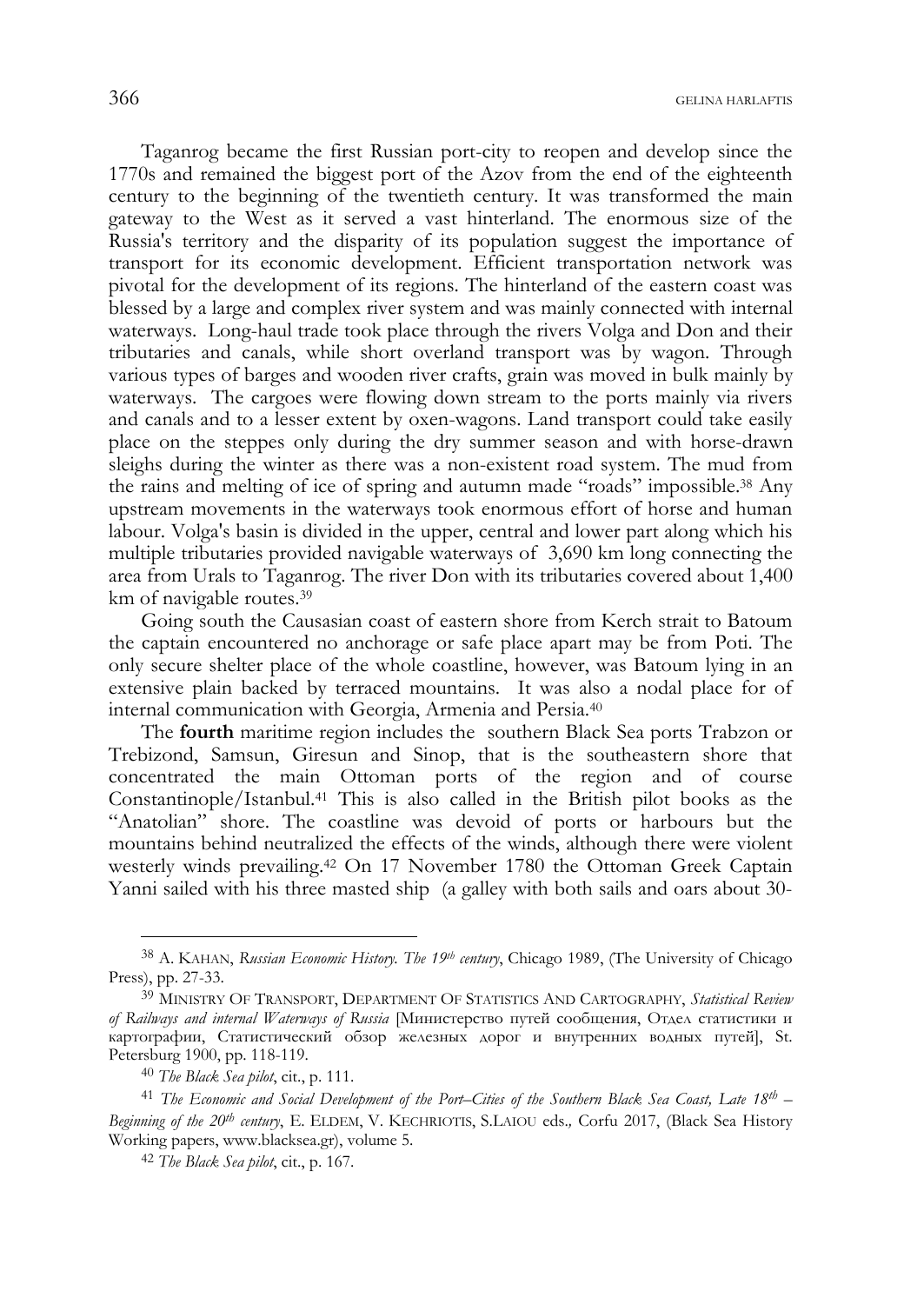Taganrog became the first Russian port-city to reopen and develop since the 1770s and remained the biggest port of the Azov from the end of the eighteenth century to the beginning of the twentieth century. It was transformed the main gateway to the West as it served a vast hinterland. The enormous size of the Russia's territory and the disparity of its population suggest the importance of transport for its economic development. Efficient transportation network was pivotal for the development of its regions. The hinterland of the eastern coast was blessed by a large and complex river system and was mainly connected with internal waterways. Long-haul trade took place through the rivers Volga and Don and their tributaries and canals, while short overland transport was by wagon. Through various types of barges and wooden river crafts, grain was moved in bulk mainly by waterways. The cargoes were flowing down stream to the ports mainly via rivers and canals and to a lesser extent by oxen-wagons. Land transport could take easily place on the steppes only during the dry summer season and with horse-drawn sleighs during the winter as there was a non-existent road system. The mud from the rains and melting of ice of spring and autumn made "roads" impossible.[38] Any upstream movements in the waterways took enormous effort of horse and human labour. Volga's basin is divided in the upper, central and lower part along which his multiple tributaries provided navigable waterways of 3,690 km long connecting the area from Urals to Taganrog. The river Don with its tributaries covered about 1,400 km of navigable routes.[39]

Going south the Causasian coast of eastern shore from Kerch strait to Batoum the captain encountered no anchorage or safe place apart may be from Poti. The only secure shelter place of the whole coastline, however, was Batoum lying in an extensive plain backed by terraced mountains. It was also a nodal place for of internal communication with Georgia, Armenia and Persia.[40]

The **fourth** maritime region includes the southern Black Sea ports Trabzon or Trebizond, Samsun, Giresun and Sinop, that is the southeastern shore that concentrated the main Ottoman ports of the region and of course Constantinople/Istanbul.[41] This is also called in the British pilot books as the "Anatolian" shore. The coastline was devoid of ports or harbours but the mountains behind neutralized the effects of the winds, although there were violent westerly winds prevailing.[42] On 17 November 1780 the Ottoman Greek Captain Yanni sailed with his three masted ship (a galley with both sails and oars about 30-

---

[38] A. KAHAN, *Russian Economic History. The 19th century*, Chicago 1989, (The University of Chicago Press), pp. 27-33.

[39] MINISTRY OF TRANSPORT, DEPARTMENT OF STATISTICS AND CARTOGRAPHY, *Statistical Review of Railways and internal Waterways of Russia* [Министерство путей сообщения, Отдел статистики и картографии, Статистический обзор железных дорог и внутренних водных путей], St. Petersburg 1900, pp. 118-119.

[40] *The Black Sea pilot*, cit., p. 111.

[41] *The Economic and Social Development of the Port–Cities of the Southern Black Sea Coast, Late 18th – Beginning of the 20th century*, E. ELDEM, V. KECHRIOTIS, S.LAIOU eds., Corfu 2017, (Black Sea History Working papers, www.blacksea.gr), volume 5.

[42] *The Black Sea pilot*, cit., p. 167.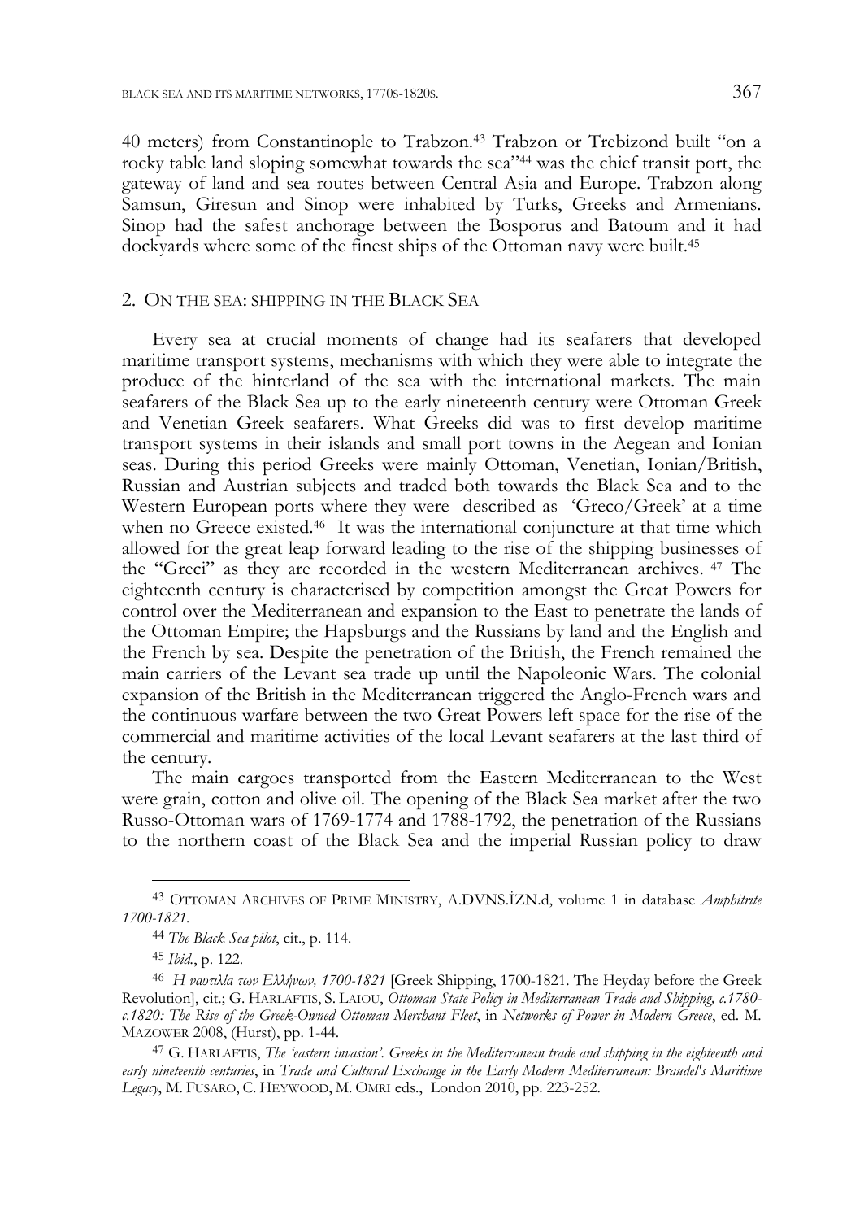40 meters) from Constantinople to Trabzon.[43] Trabzon or Trebizond built "on a rocky table land sloping somewhat towards the sea"[44] was the chief transit port, the gateway of land and sea routes between Central Asia and Europe. Trabzon along Samsun, Giresun and Sinop were inhabited by Turks, Greeks and Armenians. Sinop had the safest anchorage between the Bosporus and Batoum and it had dockyards where some of the finest ships of the Ottoman navy were built.[45]

## 2. ON THE SEA: SHIPPING IN THE BLACK SEA

Every sea at crucial moments of change had its seafarers that developed maritime transport systems, mechanisms with which they were able to integrate the produce of the hinterland of the sea with the international markets. The main seafarers of the Black Sea up to the early nineteenth century were Ottoman Greek and Venetian Greek seafarers. What Greeks did was to first develop maritime transport systems in their islands and small port towns in the Aegean and Ionian seas. During this period Greeks were mainly Ottoman, Venetian, Ionian/British, Russian and Austrian subjects and traded both towards the Black Sea and to the Western European ports where they were described as 'Greco/Greek' at a time when no Greece existed.[46] It was the international conjuncture at that time which allowed for the great leap forward leading to the rise of the shipping businesses of the "Greci" as they are recorded in the western Mediterranean archives.[47] The eighteenth century is characterised by competition amongst the Great Powers for control over the Mediterranean and expansion to the East to penetrate the lands of the Ottoman Empire; the Hapsburgs and the Russians by land and the English and the French by sea. Despite the penetration of the British, the French remained the main carriers of the Levant sea trade up until the Napoleonic Wars. The colonial expansion of the British in the Mediterranean triggered the Anglo-French wars and the continuous warfare between the two Great Powers left space for the rise of the commercial and maritime activities of the local Levant seafarers at the last third of the century.

The main cargoes transported from the Eastern Mediterranean to the West were grain, cotton and olive oil. The opening of the Black Sea market after the two Russo-Ottoman wars of 1769-1774 and 1788-1792, the penetration of the Russians to the northern coast of the Black Sea and the imperial Russian policy to draw

---

[43] OTTOMAN ARCHIVES OF PRIME MINISTRY, A.DVNS.İZN.d, volume 1 in database *Amphitrite 1700-1821*.

[44] *The Black Sea pilot*, cit., p. 114.

[45] *Ibid.*, p. 122.

[46] *Η ναυτιλία των Ελλήνων, 1700-1821* [Greek Shipping, 1700-1821. The Heyday before the Greek Revolution], cit.; G. HARLAFTIS, S. LAIOU, *Ottoman State Policy in Mediterranean Trade and Shipping, c.1780-c.1820: The Rise of the Greek-Owned Ottoman Merchant Fleet*, in *Networks of Power in Modern Greece*, ed. M. MAZOWER 2008, (Hurst), pp. 1-44.

[47] G. HARLAFTIS, *The 'eastern invasion'. Greeks in the Mediterranean trade and shipping in the eighteenth and early nineteenth centuries*, in *Trade and Cultural Exchange in the Early Modern Mediterranean: Braudel's Maritime Legacy*, M. FUSARO, C. HEYWOOD, M. OMRI eds., London 2010, pp. 223-252.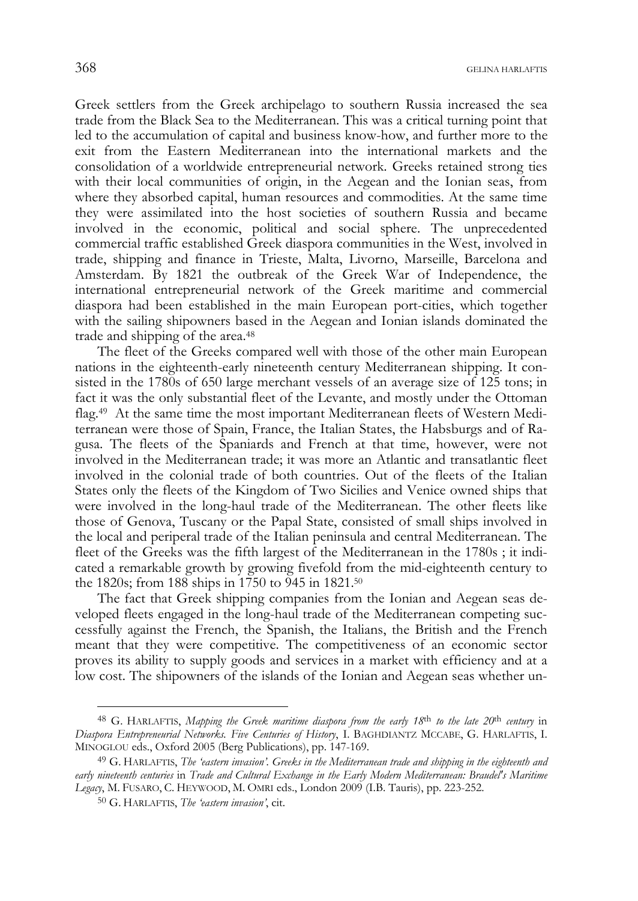Greek settlers from the Greek archipelago to southern Russia increased the sea trade from the Black Sea to the Mediterranean. This was a critical turning point that led to the accumulation of capital and business know-how, and further more to the exit from the Eastern Mediterranean into the international markets and the consolidation of a worldwide entrepreneurial network. Greeks retained strong ties with their local communities of origin, in the Aegean and the Ionian seas, from where they absorbed capital, human resources and commodities. At the same time they were assimilated into the host societies of southern Russia and became involved in the economic, political and social sphere. The unprecedented commercial traffic established Greek diaspora communities in the West, involved in trade, shipping and finance in Trieste, Malta, Livorno, Marseille, Barcelona and Amsterdam. By 1821 the outbreak of the Greek War of Independence, the international entrepreneurial network of the Greek maritime and commercial diaspora had been established in the main European port-cities, which together with the sailing shipowners based in the Aegean and Ionian islands dominated the trade and shipping of the area.[48]

The fleet of the Greeks compared well with those of the other main European nations in the eighteenth-early nineteenth century Mediterranean shipping. It consisted in the 1780s of 650 large merchant vessels of an average size of 125 tons; in fact it was the only substantial fleet of the Levante, and mostly under the Ottoman flag.[49] At the same time the most important Mediterranean fleets of Western Mediterranean were those of Spain, France, the Italian States, the Habsburgs and of Ragusa. The fleets of the Spaniards and French at that time, however, were not involved in the Mediterranean trade; it was more an Atlantic and transatlantic fleet involved in the colonial trade of both countries. Out of the fleets of the Italian States only the fleets of the Kingdom of Two Sicilies and Venice owned ships that were involved in the long-haul trade of the Mediterranean. The other fleets like those of Genova, Tuscany or the Papal State, consisted of small ships involved in the local and periperal trade of the Italian peninsula and central Mediterranean. The fleet of the Greeks was the fifth largest of the Mediterranean in the 1780s ; it indicated a remarkable growth by growing fivefold from the mid-eighteenth century to the 1820s; from 188 ships in 1750 to 945 in 1821.[50]

The fact that Greek shipping companies from the Ionian and Aegean seas developed fleets engaged in the long-haul trade of the Mediterranean competing successfully against the French, the Spanish, the Italians, the British and the French meant that they were competitive. The competitiveness of an economic sector proves its ability to supply goods and services in a market with efficiency and at a low cost. The shipowners of the islands of the Ionian and Aegean seas whether un-

---

[48] G. HARLAFTIS, *Mapping the Greek maritime diaspora from the early 18*th *to the late 20*th *century* in *Diaspora Entrepreneurial Networks. Five Centuries of History*, I. BAGHDIANTZ MCCABE, G. HARLAFTIS, I. MINOGLOU eds., Oxford 2005 (Berg Publications), pp. 147-169.

[49] G. HARLAFTIS, *The 'eastern invasion'. Greeks in the Mediterranean trade and shipping in the eighteenth and early nineteenth centuries* in *Trade and Cultural Exchange in the Early Modern Mediterranean: Braudel's Maritime Legacy*, M. FUSARO, C. HEYWOOD, M. OMRI eds., London 2009 (I.B. Tauris), pp. 223-252.

[50] G. HARLAFTIS, *The 'eastern invasion'*, cit.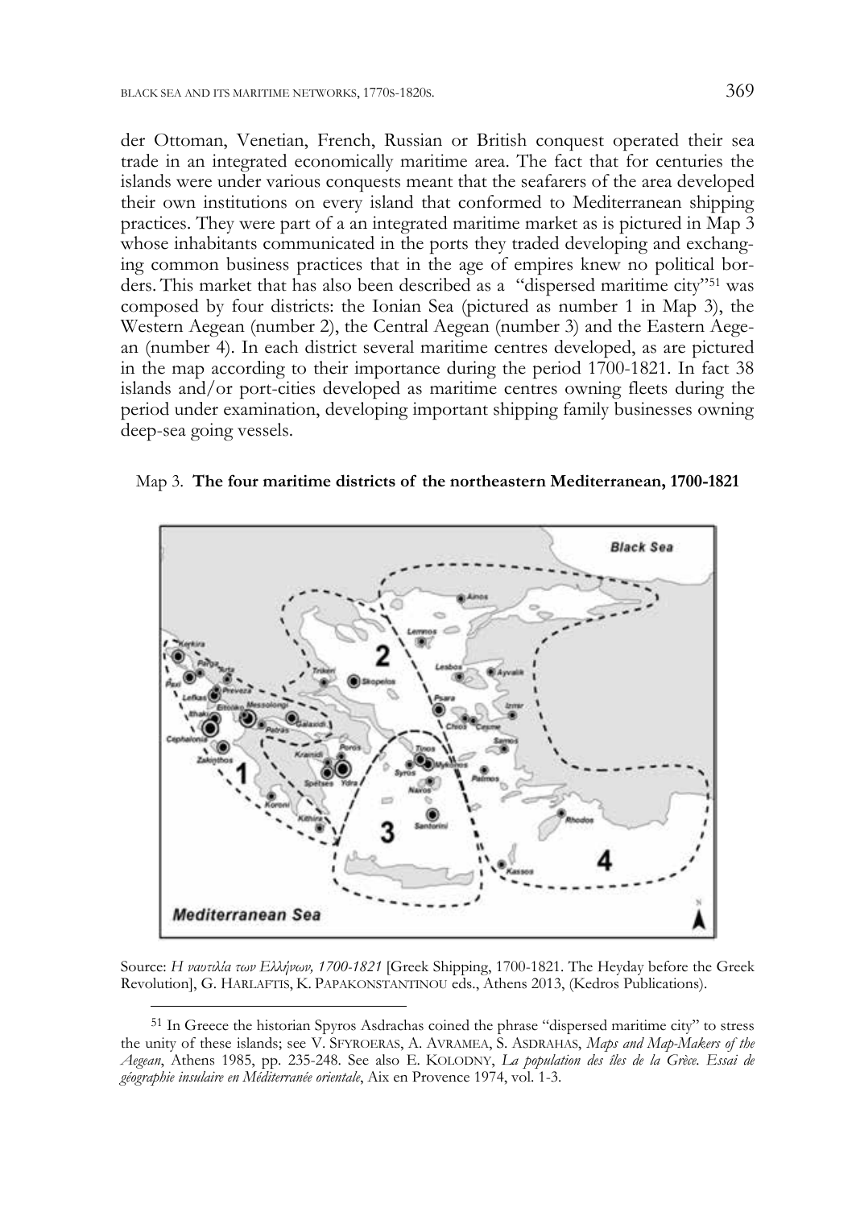der Ottoman, Venetian, French, Russian or British conquest operated their sea trade in an integrated economically maritime area. The fact that for centuries the islands were under various conquests meant that the seafarers of the area developed their own institutions on every island that conformed to Mediterranean shipping practices. They were part of a an integrated maritime market as is pictured in Map 3 whose inhabitants communicated in the ports they traded developing and exchanging common business practices that in the age of empires knew no political borders. This market that has also been described as a "dispersed maritime city"[51] was composed by four districts: the Ionian Sea (pictured as number 1 in Map 3), the Western Aegean (number 2), the Central Aegean (number 3) and the Eastern Aegean (number 4). In each district several maritime centres developed, as are pictured in the map according to their importance during the period 1700-1821. In fact 38 islands and/or port-cities developed as maritime centres owning fleets during the period under examination, developing important shipping family businesses owning deep-sea going vessels.

Map 3. **The four maritime districts of the northeastern Mediterranean, 1700-1821**

Source: *Η ναυτιλία των Ελλήνων, 1700-1821* [Greek Shipping, 1700-1821. The Heyday before the Greek Revolution], G. HARLAFTIS, K. PAPAKONSTANTINOU eds., Athens 2013, (Kedros Publications).

[51] In Greece the historian Spyros Asdrachas coined the phrase "dispersed maritime city" to stress the unity of these islands; see V. SFYROERAS, A. AVRAMEA, S. ASDRAHAS, *Maps and Map-Makers of the Aegean*, Athens 1985, pp. 235-248. See also E. KOLODNY, *La population des îles de la Grèce. Essai de géographie insulaire en Méditerranée orientale*, Aix en Provence 1974, vol. 1-3.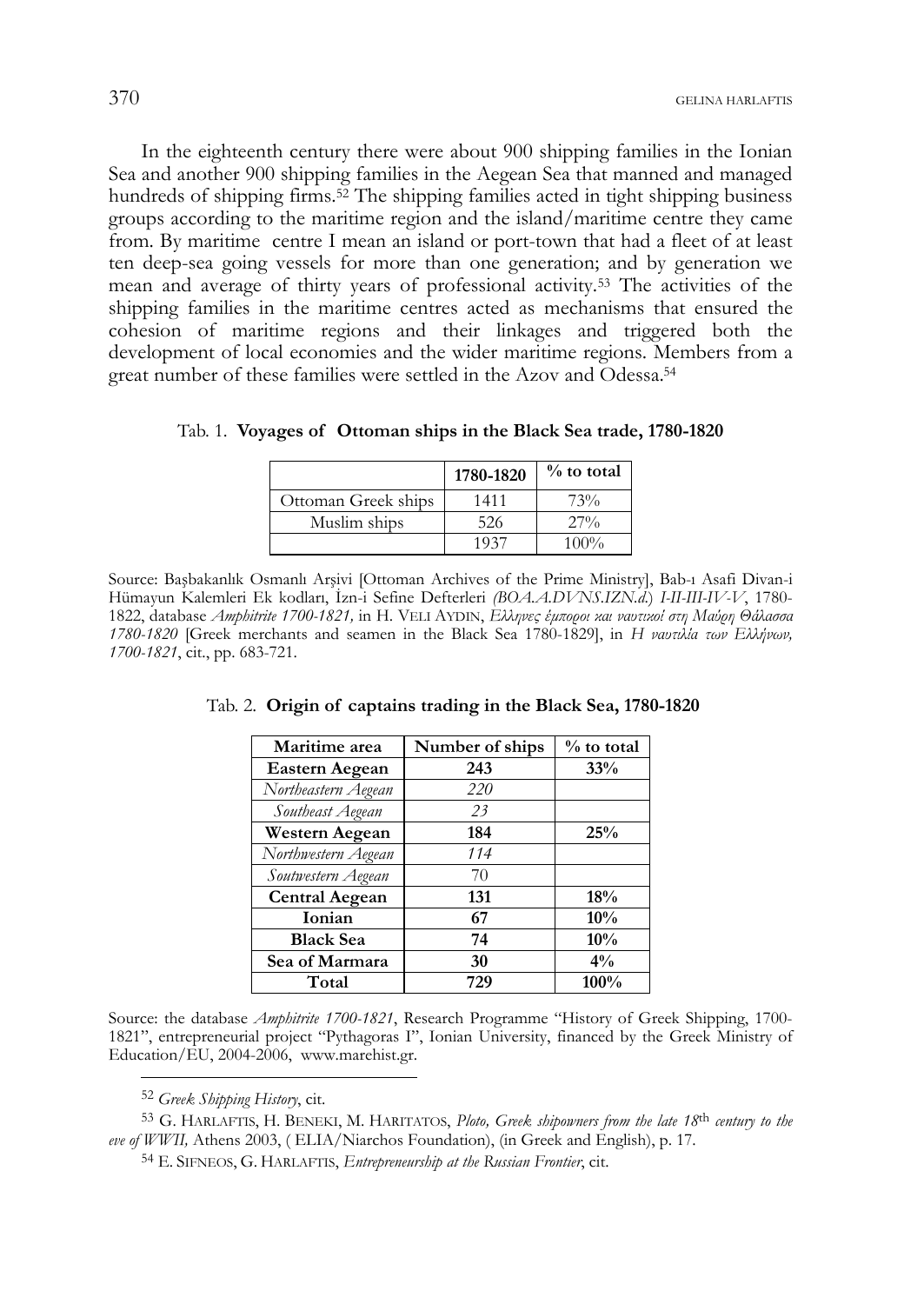In the eighteenth century there were about 900 shipping families in the Ionian Sea and another 900 shipping families in the Aegean Sea that manned and managed hundreds of shipping firms.[52] The shipping families acted in tight shipping business groups according to the maritime region and the island/maritime centre they came from. By maritime centre I mean an island or port-town that had a fleet of at least ten deep-sea going vessels for more than one generation; and by generation we mean and average of thirty years of professional activity.[53] The activities of the shipping families in the maritime centres acted as mechanisms that ensured the cohesion of maritime regions and their linkages and triggered both the development of local economies and the wider maritime regions. Members from a great number of these families were settled in the Azov and Odessa.[54]

Tab. 1. **Voyages of Ottoman ships in the Black Sea trade, 1780-1820**

| | 1780-1820 | % to total |
|---|---|---|
| Ottoman Greek ships | 1411 | 73% |
| Muslim ships | 526 | 27% |
| | 1937 | 100% |

Source: Başbakanlık Osmanlı Arşivi [Ottoman Archives of the Prime Ministry], Bab-ı Asafi Divan-i Hümayun Kalemleri Ek kodları, İzn-i Sefine Defterleri *(BOA.A.DVNS.IZN.d.)* *I-II-III-IV-V*, 1780-1822, database *Amphitrite 1700-1821,* in H. Veli Aydin, *Έλληνες έμποροι και ναυτικοί στη Μαύρη Θάλασσα 1780-1820* [Greek merchants and seamen in the Black Sea 1780-1829], in *Η ναυτιλία των Ελλήνων, 1700-1821*, cit., pp. 683-721.

Tab. 2. **Origin of captains trading in the Black Sea, 1780-1820**

| Maritime area | Number of ships | % to total |
|---|---|---|
| **Eastern Aegean** | **243** | **33%** |
| *Northeastern Aegean* | *220* | |
| *Southeast Aegean* | *23* | |
| **Western Aegean** | **184** | **25%** |
| *Northwestern Aegean* | *114* | |
| *Soutwestern Aegean* | 70 | |
| **Central Aegean** | **131** | **18%** |
| **Ionian** | **67** | **10%** |
| **Black Sea** | **74** | **10%** |
| **Sea of Marmara** | **30** | **4%** |
| **Total** | **729** | **100%** |

Source: the database *Amphitrite 1700-1821*, Research Programme "History of Greek Shipping, 1700-1821", entrepreneurial project "Pythagoras I", Ionian University, financed by the Greek Ministry of Education/EU, 2004-2006, www.marehist.gr.

---

[52] *Greek Shipping History*, cit.

[53] G. Harlaftis, H. Beneki, M. Haritatos, *Ploto, Greek shipowners from the late 18th century to the eve of WWII,* Athens 2003, ( ELIA/Niarchos Foundation), (in Greek and English), p. 17.

[54] E. Sifneos, G. Harlaftis, *Entrepreneurship at the Russian Frontier*, cit.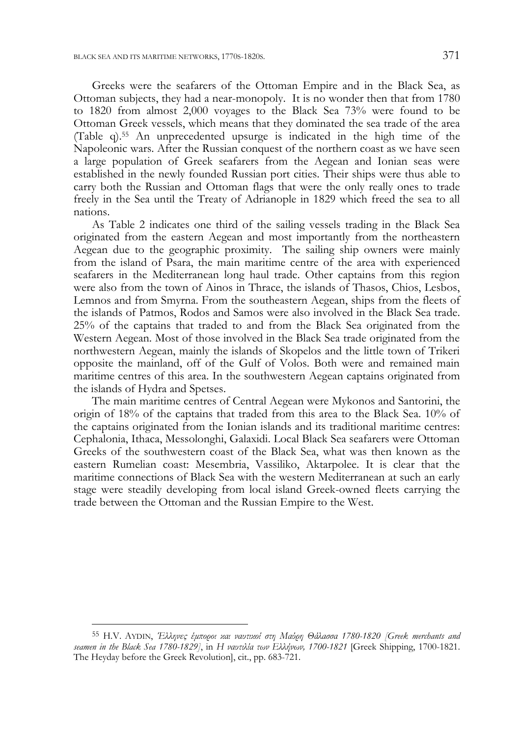Greeks were the seafarers of the Ottoman Empire and in the Black Sea, as Ottoman subjects, they had a near-monopoly. It is no wonder then that from 1780 to 1820 from almost 2,000 voyages to the Black Sea 73% were found to be Ottoman Greek vessels, which means that they dominated the sea trade of the area (Table q).[55] An unprecedented upsurge is indicated in the high time of the Napoleonic wars. After the Russian conquest of the northern coast as we have seen a large population of Greek seafarers from the Aegean and Ionian seas were established in the newly founded Russian port cities. Their ships were thus able to carry both the Russian and Ottoman flags that were the only really ones to trade freely in the Sea until the Treaty of Adrianople in 1829 which freed the sea to all nations.

As Table 2 indicates one third of the sailing vessels trading in the Black Sea originated from the eastern Aegean and most importantly from the northeastern Aegean due to the geographic proximity. The sailing ship owners were mainly from the island of Psara, the main maritime centre of the area with experienced seafarers in the Mediterranean long haul trade. Other captains from this region were also from the town of Ainos in Thrace, the islands of Thasos, Chios, Lesbos, Lemnos and from Smyrna. From the southeastern Aegean, ships from the fleets of the islands of Patmos, Rodos and Samos were also involved in the Black Sea trade. 25% of the captains that traded to and from the Black Sea originated from the Western Aegean. Most of those involved in the Black Sea trade originated from the northwestern Aegean, mainly the islands of Skopelos and the little town of Trikeri opposite the mainland, off of the Gulf of Volos. Both were and remained main maritime centres of this area. In the southwestern Aegean captains originated from the islands of Hydra and Spetses.

The main maritime centres of Central Aegean were Mykonos and Santorini, the origin of 18% of the captains that traded from this area to the Black Sea. 10% of the captains originated from the Ionian islands and its traditional maritime centres: Cephalonia, Ithaca, Messolonghi, Galaxidi. Local Black Sea seafarers were Ottoman Greeks of the southwestern coast of the Black Sea, what was then known as the eastern Rumelian coast: Mesembria, Vassiliko, Aktarpolee. It is clear that the maritime connections of Black Sea with the western Mediterranean at such an early stage were steadily developing from local island Greek-owned fleets carrying the trade between the Ottoman and the Russian Empire to the West.

---

[55] H.V. AYDIN, *Έλληνες έμποροι και ναυτικοί στη Μαύρη Θάλασσα 1780-1820 [Greek merchants and seamen in the Black Sea 1780-1829]*, in *Η ναυτιλία των Ελλήνων, 1700-1821* [Greek Shipping, 1700-1821. The Heyday before the Greek Revolution], cit., pp. 683-721.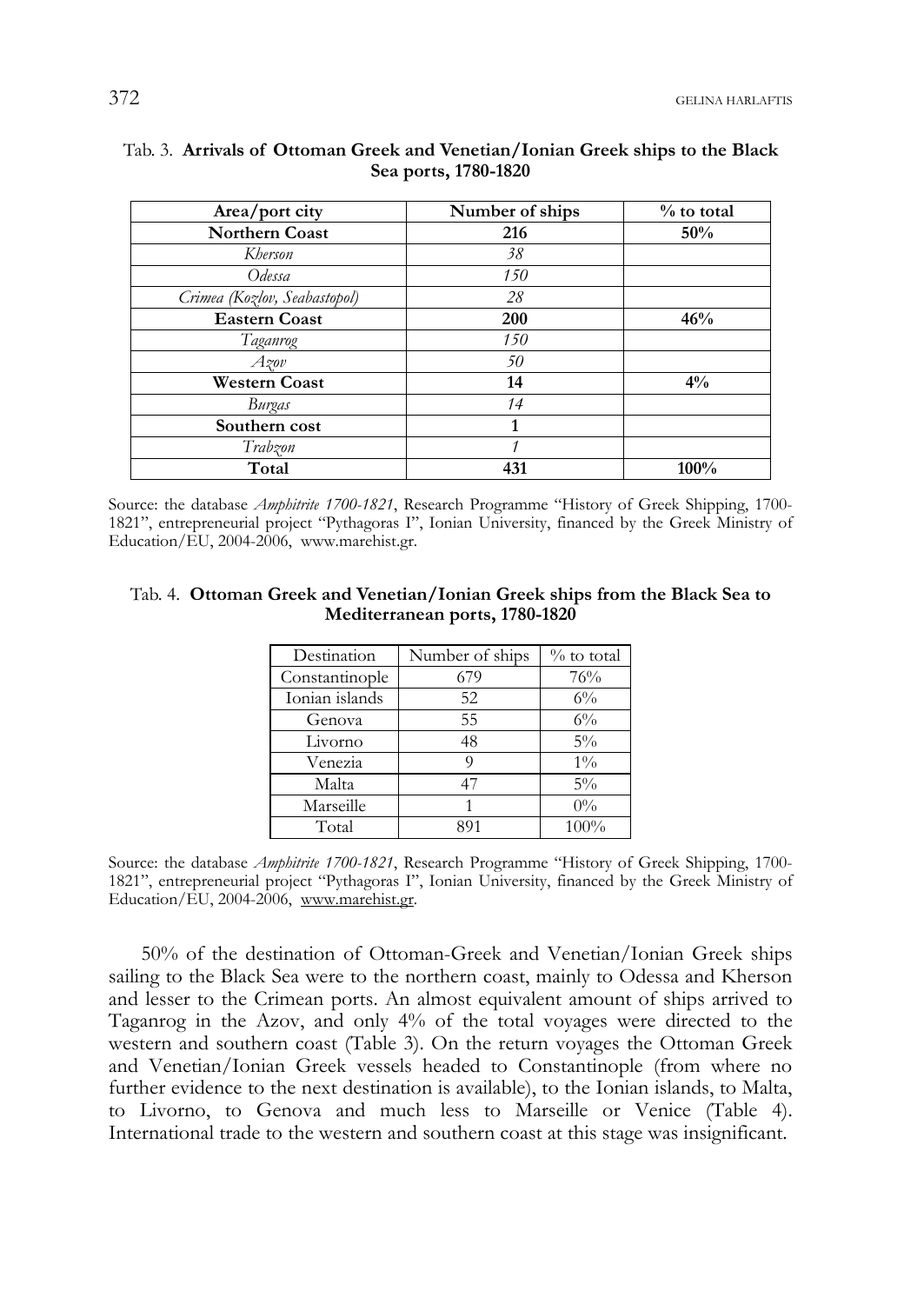Tab. 3. **Arrivals of Ottoman Greek and Venetian/Ionian Greek ships to the Black Sea ports, 1780-1820**

| Area/port city | Number of ships | % to total |
|---|---|---|
| **Northern Coast** | **216** | **50%** |
| *Kherson* | *38* | |
| *Odessa* | *150* | |
| *Crimea (Kozlov, Seabastopol)* | *28* | |
| **Eastern Coast** | **200** | **46%** |
| *Taganrog* | *150* | |
| *Azov* | *50* | |
| **Western Coast** | **14** | **4%** |
| *Burgas* | *14* | |
| **Southern cost** | **1** | |
| *Trabzon* | *1* | |
| **Total** | **431** | **100%** |

Source: the database *Amphitrite 1700-1821*, Research Programme "History of Greek Shipping, 1700-1821", entrepreneurial project "Pythagoras I", Ionian University, financed by the Greek Ministry of Education/EU, 2004-2006, www.marehist.gr.

Tab. 4. **Ottoman Greek and Venetian/Ionian Greek ships from the Black Sea to Mediterranean ports, 1780-1820**

| Destination | Number of ships | % to total |
|---|---|---|
| Constantinople | 679 | 76% |
| Ionian islands | 52 | 6% |
| Genova | 55 | 6% |
| Livorno | 48 | 5% |
| Venezia | 9 | 1% |
| Malta | 47 | 5% |
| Marseille | 1 | 0% |
| Total | 891 | 100% |

Source: the database *Amphitrite 1700-1821*, Research Programme "History of Greek Shipping, 1700-1821", entrepreneurial project "Pythagoras I", Ionian University, financed by the Greek Ministry of Education/EU, 2004-2006, www.marehist.gr.

50% of the destination of Ottoman-Greek and Venetian/Ionian Greek ships sailing to the Black Sea were to the northern coast, mainly to Odessa and Kherson and lesser to the Crimean ports. An almost equivalent amount of ships arrived to Taganrog in the Azov, and only 4% of the total voyages were directed to the western and southern coast (Table 3). On the return voyages the Ottoman Greek and Venetian/Ionian Greek vessels headed to Constantinople (from where no further evidence to the next destination is available), to the Ionian islands, to Malta, to Livorno, to Genova and much less to Marseille or Venice (Table 4). International trade to the western and southern coast at this stage was insignificant.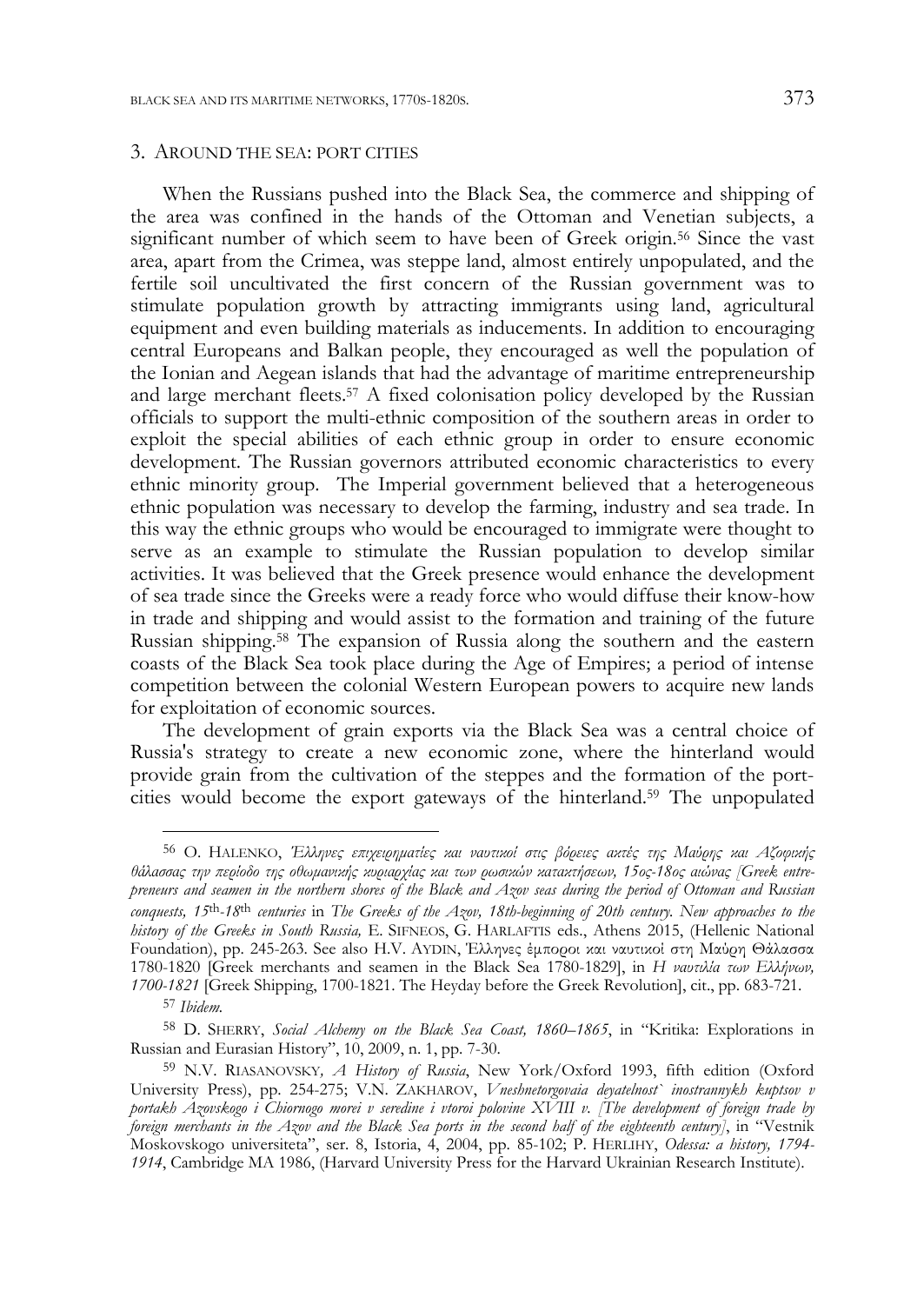## 3. Around the sea: port cities

When the Russians pushed into the Black Sea, the commerce and shipping of the area was confined in the hands of the Ottoman and Venetian subjects, a significant number of which seem to have been of Greek origin.[56] Since the vast area, apart from the Crimea, was steppe land, almost entirely unpopulated, and the fertile soil uncultivated the first concern of the Russian government was to stimulate population growth by attracting immigrants using land, agricultural equipment and even building materials as inducements. In addition to encouraging central Europeans and Balkan people, they encouraged as well the population of the Ionian and Aegean islands that had the advantage of maritime entrepreneurship and large merchant fleets.[57] A fixed colonisation policy developed by the Russian officials to support the multi-ethnic composition of the southern areas in order to exploit the special abilities of each ethnic group in order to ensure economic development. The Russian governors attributed economic characteristics to every ethnic minority group. The Imperial government believed that a heterogeneous ethnic population was necessary to develop the farming, industry and sea trade. In this way the ethnic groups who would be encouraged to immigrate were thought to serve as an example to stimulate the Russian population to develop similar activities. It was believed that the Greek presence would enhance the development of sea trade since the Greeks were a ready force who would diffuse their know-how in trade and shipping and would assist to the formation and training of the future Russian shipping.[58] The expansion of Russia along the southern and the eastern coasts of the Black Sea took place during the Age of Empires; a period of intense competition between the colonial Western European powers to acquire new lands for exploitation of economic sources.

The development of grain exports via the Black Sea was a central choice of Russia's strategy to create a new economic zone, where the hinterland would provide grain from the cultivation of the steppes and the formation of the port-cities would become the export gateways of the hinterland.[59] The unpopulated

---

[56] O. Halenko, *Έλληνες επιχειρηματίες και ναυτικοί στις βόρειες ακτές της Μαύρης και Αζοφικής θάλασσας την περίοδο της οθωμανικής κυριαρχίας και των ρωσικών κατακτήσεων, 15ος-18ος αιώνας [Greek entrepreneurs and seamen in the northern shores of the Black and Azov seas during the period of Ottoman and Russian conquests, 15th-18th centuries* in *The Greeks of the Azov, 18th-beginning of 20th century. New approaches to the history of the Greeks in South Russia,* E. Sifneos, G. Harlaftis eds., Athens 2015, (Hellenic National Foundation), pp. 245-263. See also H.V. Aydin, Έλληνες έμποροι και ναυτικοί στη Μαύρη Θάλασσα 1780-1820 [Greek merchants and seamen in the Black Sea 1780-1829], in *Η ναυτιλία των Ελλήνων, 1700-1821* [Greek Shipping, 1700-1821. The Heyday before the Greek Revolution], cit., pp. 683-721.

[57] *Ibidem.*

[58] D. Sherry, *Social Alchemy on the Black Sea Coast, 1860–1865*, in "Kritika: Explorations in Russian and Eurasian History", 10, 2009, n. 1, pp. 7-30.

[59] N.V. Riasanovsky*, A History of Russia*, New York/Oxford 1993, fifth edition (Oxford University Press), pp. 254-275; V.N. Zakharov, *Vneshnetorgovaia deyatelnost` inostrannykh kuptsov v portakh Azovskogo i Chiornogo morei v seredine i vtoroi polovine XVIII v. [The development of foreign trade by foreign merchants in the Azov and the Black Sea ports in the second half of the eighteenth century]*, in "Vestnik Moskovskogo universiteta", ser. 8, Istoria, 4, 2004, pp. 85-102; P. Herlihy, *Odessa: a history, 1794-1914*, Cambridge MA 1986, (Harvard University Press for the Harvard Ukrainian Research Institute).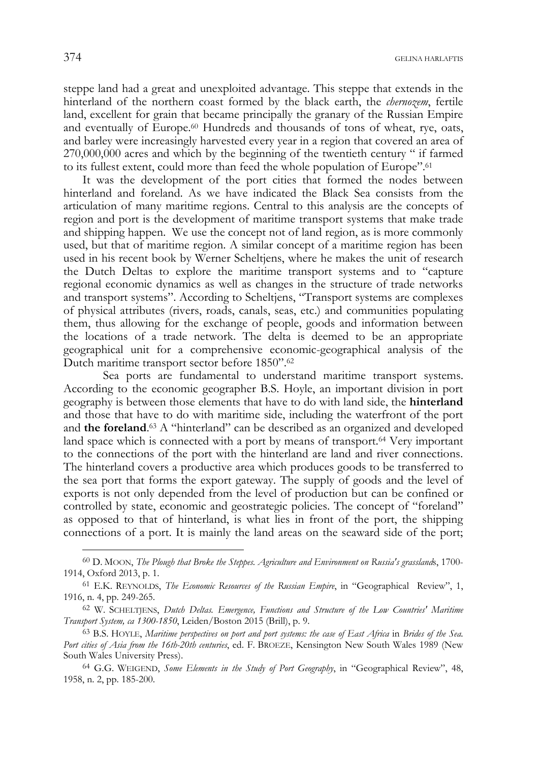steppe land had a great and unexploited advantage. This steppe that extends in the hinterland of the northern coast formed by the black earth, the *chernozem*, fertile land, excellent for grain that became principally the granary of the Russian Empire and eventually of Europe.[60] Hundreds and thousands of tons of wheat, rye, oats, and barley were increasingly harvested every year in a region that covered an area of 270,000,000 acres and which by the beginning of the twentieth century " if farmed to its fullest extent, could more than feed the whole population of Europe".[61]

It was the development of the port cities that formed the nodes between hinterland and foreland. As we have indicated the Black Sea consists from the articulation of many maritime regions. Central to this analysis are the concepts of region and port is the development of maritime transport systems that make trade and shipping happen. We use the concept not of land region, as is more commonly used, but that of maritime region. A similar concept of a maritime region has been used in his recent book by Werner Scheltjens, where he makes the unit of research the Dutch Deltas to explore the maritime transport systems and to "capture regional economic dynamics as well as changes in the structure of trade networks and transport systems". According to Scheltjens, "Transport systems are complexes of physical attributes (rivers, roads, canals, seas, etc.) and communities populating them, thus allowing for the exchange of people, goods and information between the locations of a trade network. The delta is deemed to be an appropriate geographical unit for a comprehensive economic-geographical analysis of the Dutch maritime transport sector before 1850".[62]

Sea ports are fundamental to understand maritime transport systems. According to the economic geographer B.S. Hoyle, an important division in port geography is between those elements that have to do with land side, the **hinterland** and those that have to do with maritime side, including the waterfront of the port and **the foreland**.[63] A "hinterland" can be described as an organized and developed land space which is connected with a port by means of transport.[64] Very important to the connections of the port with the hinterland are land and river connections. The hinterland covers a productive area which produces goods to be transferred to the sea port that forms the export gateway. The supply of goods and the level of exports is not only depended from the level of production but can be confined or controlled by state, economic and geostrategic policies. The concept of "foreland" as opposed to that of hinterland, is what lies in front of the port, the shipping connections of a port. It is mainly the land areas on the seaward side of the port;

---

[60] D. MOON, *The Plough that Broke the Steppes. Agriculture and Environment on Russia's grasslands*, 1700-1914, Oxford 2013, p. 1.

[61] E.K. REYNOLDS, *The Economic Resources of the Russian Empire*, in "Geographical Review", 1, 1916, n. 4, pp. 249-265.

[62] W. SCHELTJENS, *Dutch Deltas. Emergence, Functions and Structure of the Low Countries' Maritime Transport System, ca 1300-1850*, Leiden/Boston 2015 (Brill), p. 9.

[63] B.S. HOYLE, *Maritime perspectives on port and port systems: the case of East Africa* in *Brides of the Sea. Port cities of Asia from the 16th-20th centuries*, ed. F. BROEZE, Kensington New South Wales 1989 (New South Wales University Press).

[64] G.G. WEIGEND, *Some Elements in the Study of Port Geography*, in "Geographical Review", 48, 1958, n. 2, pp. 185-200.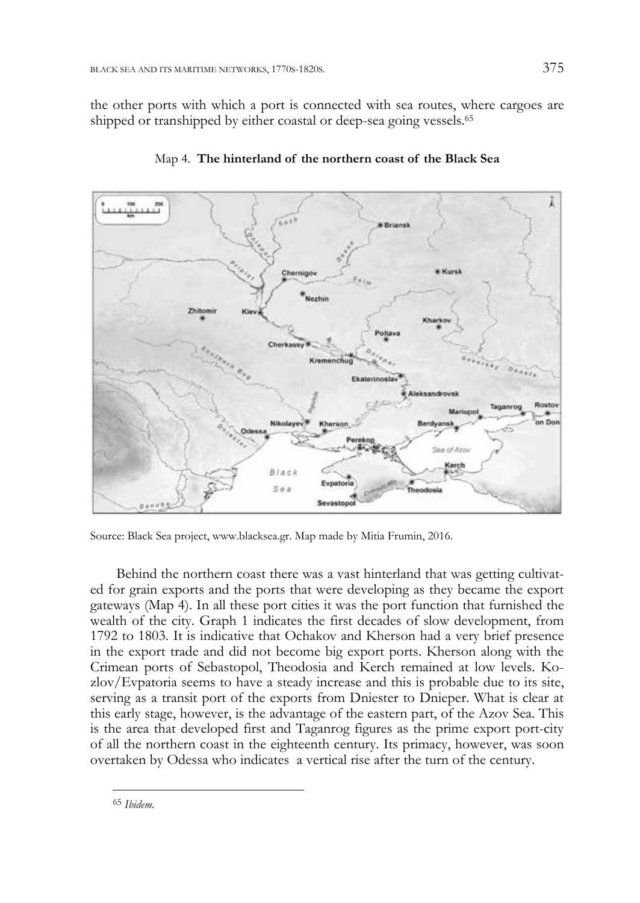the other ports with which a port is connected with sea routes, where cargoes are shipped or transhipped by either coastal or deep-sea going vessels.[65]

Map 4. **The hinterland of the northern coast of the Black Sea**

Source: Black Sea project, www.blacksea.gr. Map made by Mitia Frumin, 2016.

Behind the northern coast there was a vast hinterland that was getting cultivated for grain exports and the ports that were developing as they became the export gateways (Map 4). In all these port cities it was the port function that furnished the wealth of the city. Graph 1 indicates the first decades of slow development, from 1792 to 1803. It is indicative that Ochakov and Kherson had a very brief presence in the export trade and did not become big export ports. Kherson along with the Crimean ports of Sebastopol, Theodosia and Kerch remained at low levels. Kozlov/Evpatoria seems to have a steady increase and this is probable due to its site, serving as a transit port of the exports from Dniester to Dnieper. What is clear at this early stage, however, is the advantage of the eastern part, of the Azov Sea. This is the area that developed first and Taganrog figures as the prime export port-city of all the northern coast in the eighteenth century. Its primacy, however, was soon overtaken by Odessa who indicates a vertical rise after the turn of the century.

---

[65] *Ibidem.*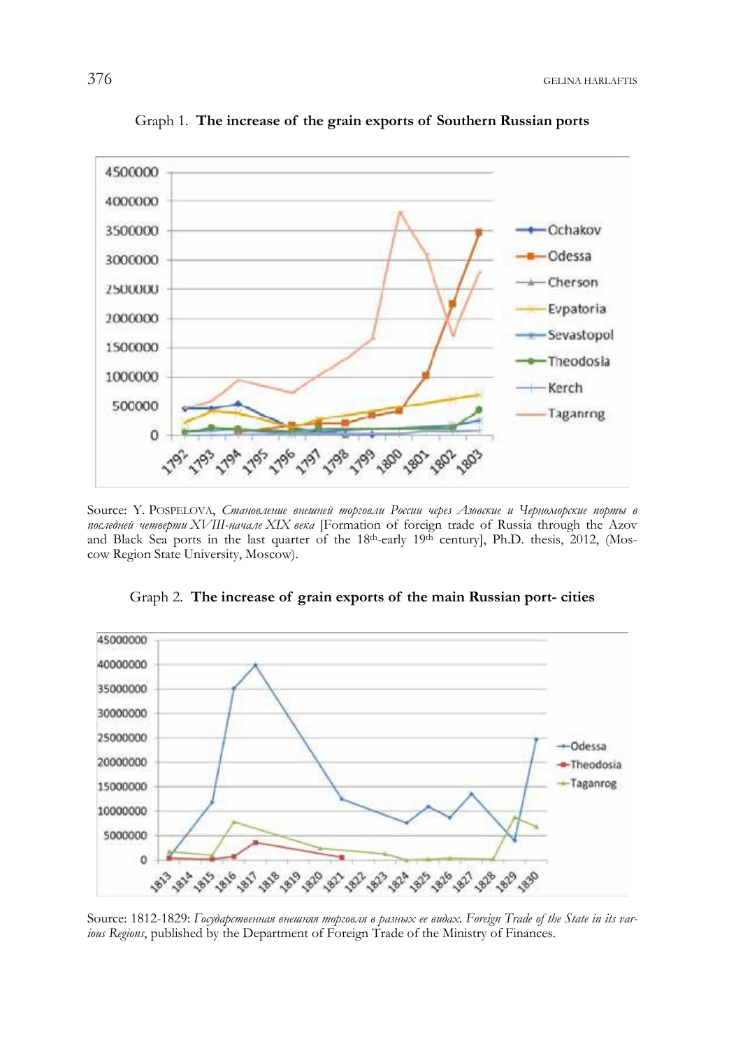Graph 1. **The increase of the grain exports of Southern Russian ports**

Source: Y. POSPELOVA, *Становление внешней торговли России через Азовские и Черноморские порты в последней четверти XVIII-начале XIX века* [Formation of foreign trade of Russia through the Azov and Black Sea ports in the last quarter of the 18th-early 19th century], Ph.D. thesis, 2012, (Moscow Region State University, Moscow).

Graph 2. **The increase of grain exports of the main Russian port- cities**

Source: 1812-1829: *Государственная внешняя торговля в разных ее видах. Foreign Trade of the State in its various Regions*, published by the Department of Foreign Trade of the Ministry of Finances.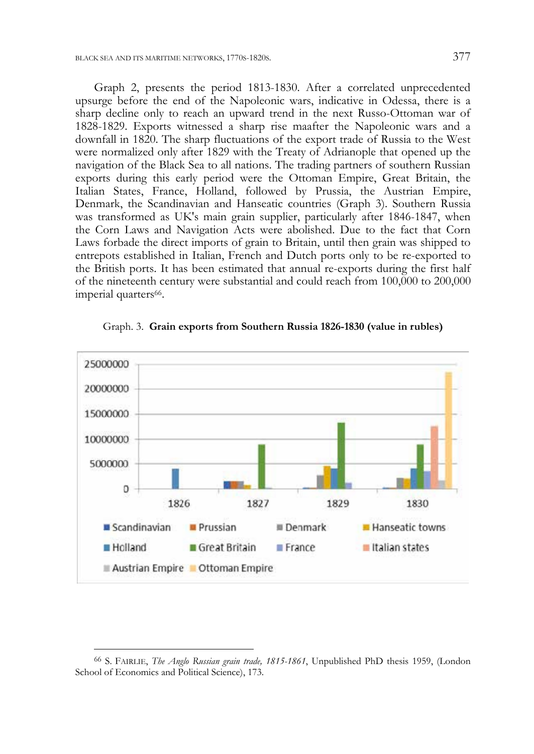Graph 2, presents the period 1813-1830. After a correlated unprecedented upsurge before the end of the Napoleonic wars, indicative in Odessa, there is a sharp decline only to reach an upward trend in the next Russo-Ottoman war of 1828-1829. Exports witnessed a sharp rise maafter the Napoleonic wars and a downfall in 1820. The sharp fluctuations of the export trade of Russia to the West were normalized only after 1829 with the Treaty of Adrianople that opened up the navigation of the Black Sea to all nations. The trading partners of southern Russian exports during this early period were the Ottoman Empire, Great Britain, the Italian States, France, Holland, followed by Prussia, the Austrian Empire, Denmark, the Scandinavian and Hanseatic countries (Graph 3). Southern Russia was transformed as UK's main grain supplier, particularly after 1846-1847, when the Corn Laws and Navigation Acts were abolished. Due to the fact that Corn Laws forbade the direct imports of grain to Britain, until then grain was shipped to entrepots established in Italian, French and Dutch ports only to be re-exported to the British ports. It has been estimated that annual re-exports during the first half of the nineteenth century were substantial and could reach from 100,000 to 200,000 imperial quarters[66].

Graph. 3. **Grain exports from Southern Russia 1826-1830 (value in rubles)**

[66] S. FAIRLIE, *The Anglo Russian grain trade, 1815-1861*, Unpublished PhD thesis 1959, (London School of Economics and Political Science), 173.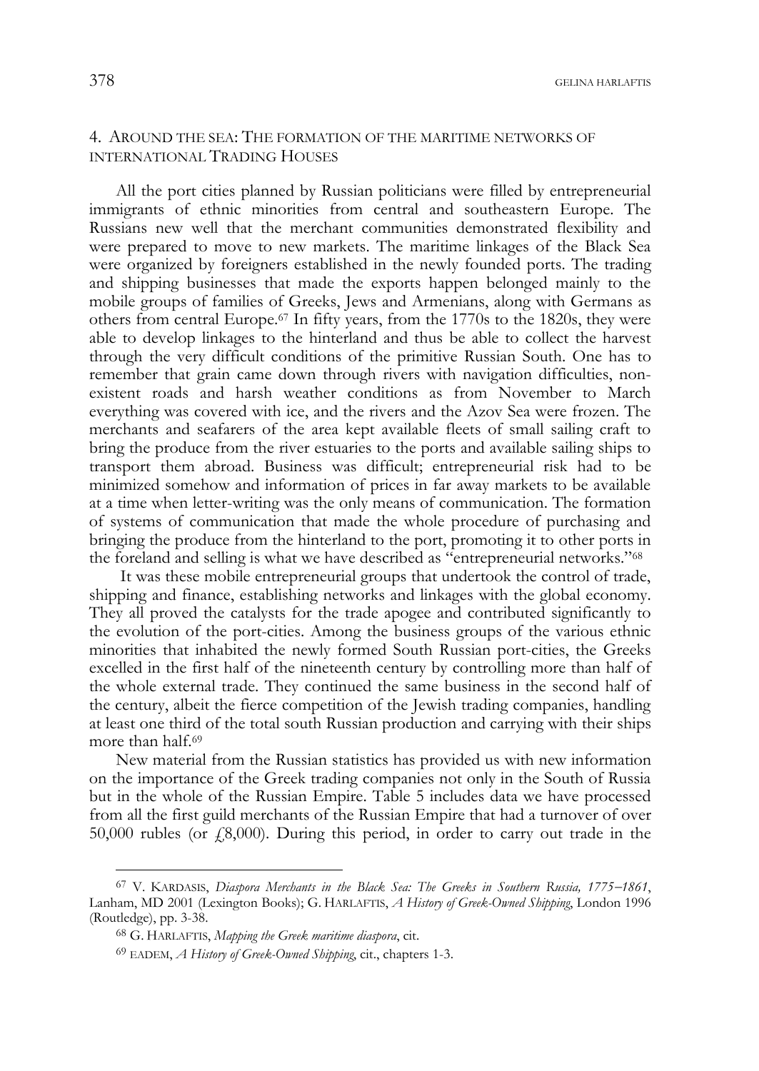## 4. Around the sea: The formation of the maritime networks of international Trading Houses

All the port cities planned by Russian politicians were filled by entrepreneurial immigrants of ethnic minorities from central and southeastern Europe. The Russians new well that the merchant communities demonstrated flexibility and were prepared to move to new markets. The maritime linkages of the Black Sea were organized by foreigners established in the newly founded ports. The trading and shipping businesses that made the exports happen belonged mainly to the mobile groups of families of Greeks, Jews and Armenians, along with Germans as others from central Europe.[67] In fifty years, from the 1770s to the 1820s, they were able to develop linkages to the hinterland and thus be able to collect the harvest through the very difficult conditions of the primitive Russian South. One has to remember that grain came down through rivers with navigation difficulties, non-existent roads and harsh weather conditions as from November to March everything was covered with ice, and the rivers and the Azov Sea were frozen. The merchants and seafarers of the area kept available fleets of small sailing craft to bring the produce from the river estuaries to the ports and available sailing ships to transport them abroad. Business was difficult; entrepreneurial risk had to be minimized somehow and information of prices in far away markets to be available at a time when letter-writing was the only means of communication. The formation of systems of communication that made the whole procedure of purchasing and bringing the produce from the hinterland to the port, promoting it to other ports in the foreland and selling is what we have described as "entrepreneurial networks."[68]

It was these mobile entrepreneurial groups that undertook the control of trade, shipping and finance, establishing networks and linkages with the global economy. They all proved the catalysts for the trade apogee and contributed significantly to the evolution of the port-cities. Among the business groups of the various ethnic minorities that inhabited the newly formed South Russian port-cities, the Greeks excelled in the first half of the nineteenth century by controlling more than half of the whole external trade. They continued the same business in the second half of the century, albeit the fierce competition of the Jewish trading companies, handling at least one third of the total south Russian production and carrying with their ships more than half.[69]

New material from the Russian statistics has provided us with new information on the importance of the Greek trading companies not only in the South of Russia but in the whole of the Russian Empire. Table 5 includes data we have processed from all the first guild merchants of the Russian Empire that had a turnover of over 50,000 rubles (or £8,000). During this period, in order to carry out trade in the

---

[67] V. Kardasis, *Diaspora Merchants in the Black Sea: The Greeks in Southern Russia, 1775–1861*, Lanham, MD 2001 (Lexington Books); G. Harlaftis, *A History of Greek-Owned Shipping*, London 1996 (Routledge), pp. 3-38.

[68] G. Harlaftis, *Mapping the Greek maritime diaspora*, cit.

[69] Eadem, *A History of Greek-Owned Shipping*, cit., chapters 1-3.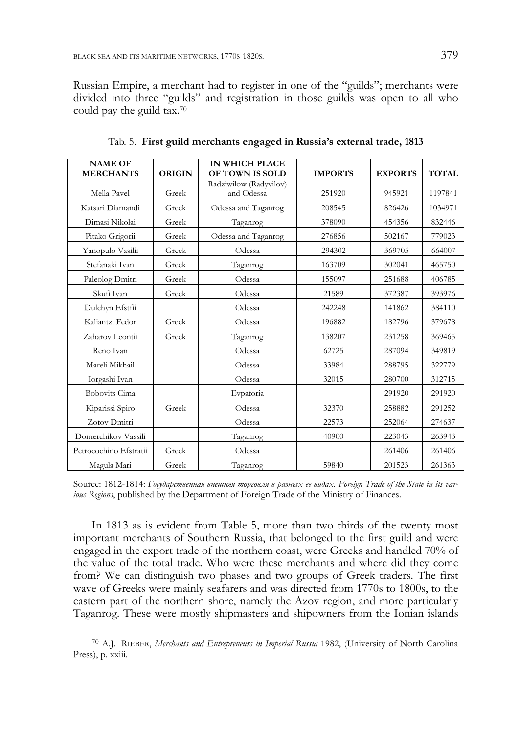Russian Empire, a merchant had to register in one of the "guilds"; merchants were divided into three "guilds" and registration in those guilds was open to all who could pay the guild tax.[70]

Tab. 5. **First guild merchants engaged in Russia's external trade, 1813**

| NAME OF MERCHANTS | ORIGIN | IN WHICH PLACE OF TOWN IS SOLD | IMPORTS | EXPORTS | TOTAL |
|---|---|---|---|---|---|
| Mella Pavel | Greek | Radziwilow (Radyvilov) and Odessa | 251920 | 945921 | 1197841 |
| Katsari Diamandi | Greek | Odessa and Taganrog | 208545 | 826426 | 1034971 |
| Dimasi Nikolai | Greek | Taganrog | 378090 | 454356 | 832446 |
| Pitako Grigorii | Greek | Odessa and Taganrog | 276856 | 502167 | 779023 |
| Yanopulo Vasilii | Greek | Odessa | 294302 | 369705 | 664007 |
| Stefanaki Ivan | Greek | Taganrog | 163709 | 302041 | 465750 |
| Paleolog Dmitri | Greek | Odessa | 155097 | 251688 | 406785 |
| Skufi Ivan | Greek | Odessa | 21589 | 372387 | 393976 |
| Dulchyn Efstfii | | Odessa | 242248 | 141862 | 384110 |
| Kaliantzi Fedor | Greek | Odessa | 196882 | 182796 | 379678 |
| Zaharov Leontii | Greek | Taganrog | 138207 | 231258 | 369465 |
| Reno Ivan | | Odessa | 62725 | 287094 | 349819 |
| Mareli Mikhail | | Odessa | 33984 | 288795 | 322779 |
| Iorgashi Ivan | | Odessa | 32015 | 280700 | 312715 |
| Bobovits Cima | | Evpatoria | | 291920 | 291920 |
| Kiparissi Spiro | Greek | Odessa | 32370 | 258882 | 291252 |
| Zotov Dmitri | | Odessa | 22573 | 252064 | 274637 |
| Domerchikov Vassili | | Taganrog | 40900 | 223043 | 263943 |
| Petrocochino Efstratii | Greek | Odessa | | 261406 | 261406 |
| Magula Mari | Greek | Taganrog | 59840 | 201523 | 261363 |

Source: 1812-1814: *Государственная внешняя торговля в разных ее видах. Foreign Trade of the State in its various Regions*, published by the Department of Foreign Trade of the Ministry of Finances.

In 1813 as is evident from Table 5, more than two thirds of the twenty most important merchants of Southern Russia, that belonged to the first guild and were engaged in the export trade of the northern coast, were Greeks and handled 70% of the value of the total trade. Who were these merchants and where did they come from? We can distinguish two phases and two groups of Greek traders. The first wave of Greeks were mainly seafarers and was directed from 1770s to 1800s, to the eastern part of the northern shore, namely the Azov region, and more particularly Taganrog. These were mostly shipmasters and shipowners from the Ionian islands

[70] A.J. RIEBER, *Merchants and Entrepreneurs in Imperial Russia* 1982, (University of North Carolina Press), p. xxiii.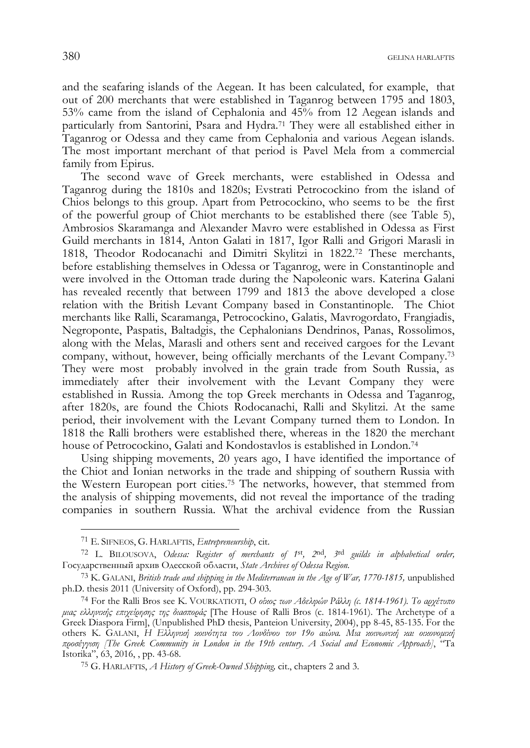and the seafaring islands of the Aegean. It has been calculated, for example, that out of 200 merchants that were established in Taganrog between 1795 and 1803, 53% came from the island of Cephalonia and 45% from 12 Aegean islands and particularly from Santorini, Psara and Hydra.[71] They were all established either in Taganrog or Odessa and they came from Cephalonia and various Aegean islands. The most important merchant of that period is Pavel Mela from a commercial family from Epirus.

The second wave of Greek merchants, were established in Odessa and Taganrog during the 1810s and 1820s; Evstrati Petrocockino from the island of Chios belongs to this group. Apart from Petrocockino, who seems to be the first of the powerful group of Chiot merchants to be established there (see Table 5), Ambrosios Skaramanga and Alexander Mavro were established in Odessa as First Guild merchants in 1814, Anton Galati in 1817, Igor Ralli and Grigori Marasli in 1818, Theodor Rodocanachi and Dimitri Skylitzi in 1822.[72] These merchants, before establishing themselves in Odessa or Taganrog, were in Constantinople and were involved in the Ottoman trade during the Napoleonic wars. Katerina Galani has revealed recently that between 1799 and 1813 the above developed a close relation with the British Levant Company based in Constantinople. The Chiot merchants like Ralli, Scaramanga, Petrocockino, Galatis, Mavrogordato, Frangiadis, Negroponte, Paspatis, Baltadgis, the Cephalonians Dendrinos, Panas, Rossolimos, along with the Melas, Marasli and others sent and received cargoes for the Levant company, without, however, being officially merchants of the Levant Company.[73] They were most probably involved in the grain trade from South Russia, as immediately after their involvement with the Levant Company they were established in Russia. Among the top Greek merchants in Odessa and Taganrog, after 1820s, are found the Chiots Rodocanachi, Ralli and Skylitzi. At the same period, their involvement with the Levant Company turned them to London. In 1818 the Ralli brothers were established there, whereas in the 1820 the merchant house of Petrocockino, Galati and Kondostavlos is established in London.[74]

Using shipping movements, 20 years ago, I have identified the importance of the Chiot and Ionian networks in the trade and shipping of southern Russia with the Western European port cities.[75] The networks, however, that stemmed from the analysis of shipping movements, did not reveal the importance of the trading companies in southern Russia. What the archival evidence from the Russian

---

[71] E. Sifneos, G. Harlaftis, *Entrepreneurship*, cit.

[72] L. Bilousova, *Odessa: Register of merchants of 1st, 2nd, 3rd guilds in alphabetical order,* Государственный архив Одесской области, *State Archives of Odessa Region.*

[73] K. Galani, *British trade and shipping in the Mediterranean in the Age of War, 1770-1815,* unpublished ph.D. thesis 2011 (University of Oxford), pp. 294-303.

[74] For the Ralli Bros see K. Vourkatioti, *Ο οίκος των Αδελφών Ράλλη (c. 1814-1961). Το αρχέτυπο μιας ελληνικής επιχείρησης της διασποράς* [The House of Ralli Bros (c. 1814-1961). The Archetype of a Greek Diaspora Firm], (Unpublished PhD thesis, Panteion University, 2004), pp 8-45, 85-135. For the others K. Galani, *Η Ελληνική κοινότητα του Λονδίνου τον 19ο αιώνα. Μια κοινωνική και οικονομική προσέγγιση [The Greek Community in London in the 19th century. A Social and Economic Approach]*, "Ta Istorika", 63, 2016, , pp. 43-68.

[75] G. Harlaftis, *A History of Greek-Owned Shipping,* cit., chapters 2 and 3.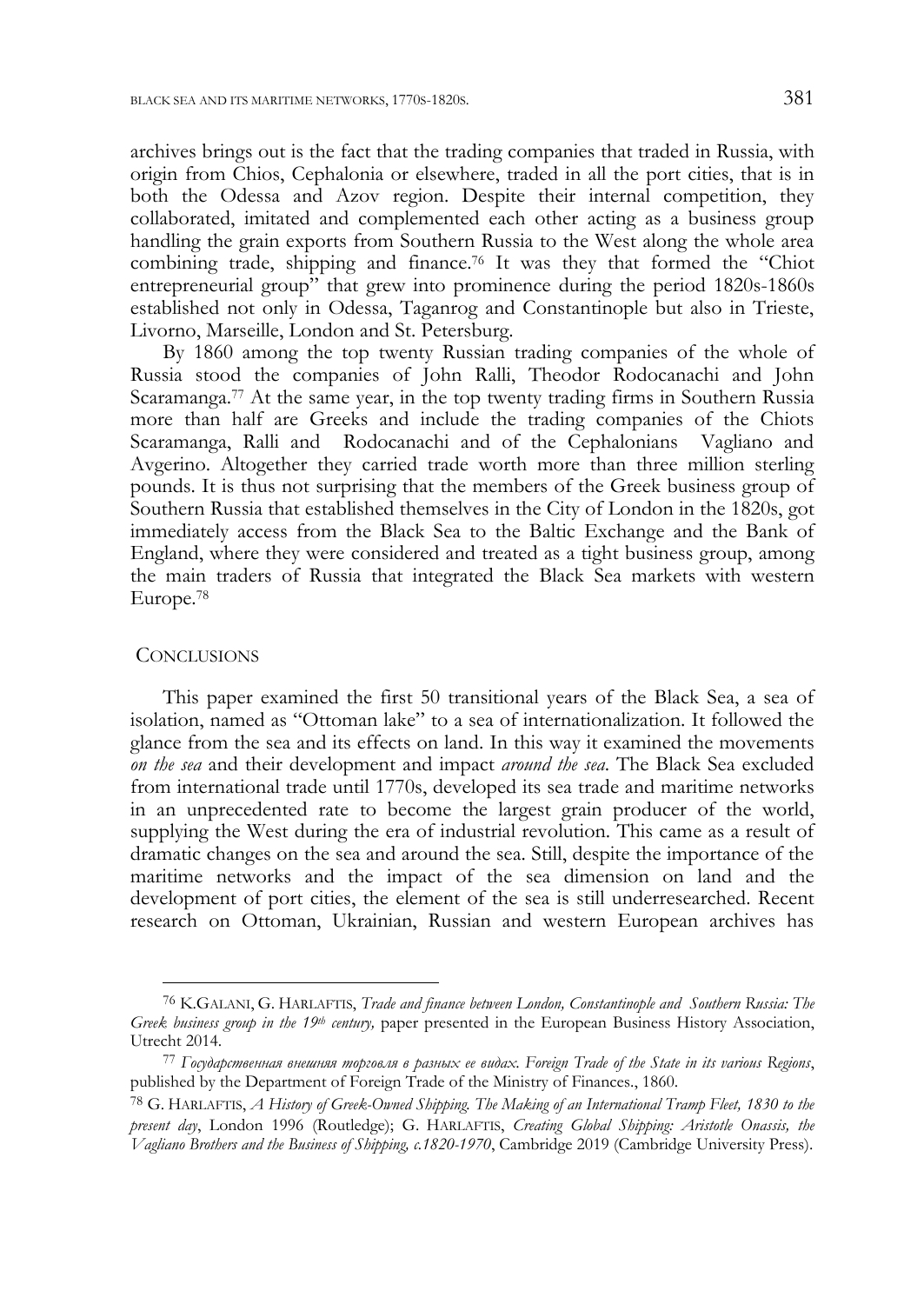archives brings out is the fact that the trading companies that traded in Russia, with origin from Chios, Cephalonia or elsewhere, traded in all the port cities, that is in both the Odessa and Azov region. Despite their internal competition, they collaborated, imitated and complemented each other acting as a business group handling the grain exports from Southern Russia to the West along the whole area combining trade, shipping and finance.[76] It was they that formed the "Chiot entrepreneurial group" that grew into prominence during the period 1820s-1860s established not only in Odessa, Taganrog and Constantinople but also in Trieste, Livorno, Marseille, London and St. Petersburg.

By 1860 among the top twenty Russian trading companies of the whole of Russia stood the companies of John Ralli, Theodor Rodocanachi and John Scaramanga.[77] At the same year, in the top twenty trading firms in Southern Russia more than half are Greeks and include the trading companies of the Chiots Scaramanga, Ralli and Rodocanachi and of the Cephalonians Vagliano and Avgerino. Altogether they carried trade worth more than three million sterling pounds. It is thus not surprising that the members of the Greek business group of Southern Russia that established themselves in the City of London in the 1820s, got immediately access from the Black Sea to the Baltic Exchange and the Bank of England, where they were considered and treated as a tight business group, among the main traders of Russia that integrated the Black Sea markets with western Europe.[78]

## CONCLUSIONS

This paper examined the first 50 transitional years of the Black Sea, a sea of isolation, named as "Ottoman lake" to a sea of internationalization. It followed the glance from the sea and its effects on land. In this way it examined the movements *on the sea* and their development and impact *around the sea*. The Black Sea excluded from international trade until 1770s, developed its sea trade and maritime networks in an unprecedented rate to become the largest grain producer of the world, supplying the West during the era of industrial revolution. This came as a result of dramatic changes on the sea and around the sea. Still, despite the importance of the maritime networks and the impact of the sea dimension on land and the development of port cities, the element of the sea is still underresearched. Recent research on Ottoman, Ukrainian, Russian and western European archives has

---

[76] K.GALANI, G. HARLAFTIS, *Trade and finance between London, Constantinople and Southern Russia: The Greek business group in the 19th century,* paper presented in the European Business History Association, Utrecht 2014.

[77] *Государственная внешняя торговля в разных ее видах. Foreign Trade of the State in its various Regions*, published by the Department of Foreign Trade of the Ministry of Finances., 1860.

[78] G. HARLAFTIS, *A History of Greek-Owned Shipping. The Making of an International Tramp Fleet, 1830 to the present day*, London 1996 (Routledge); G. HARLAFTIS, *Creating Global Shipping: Aristotle Onassis, the Vagliano Brothers and the Business of Shipping, c.1820-1970*, Cambridge 2019 (Cambridge University Press).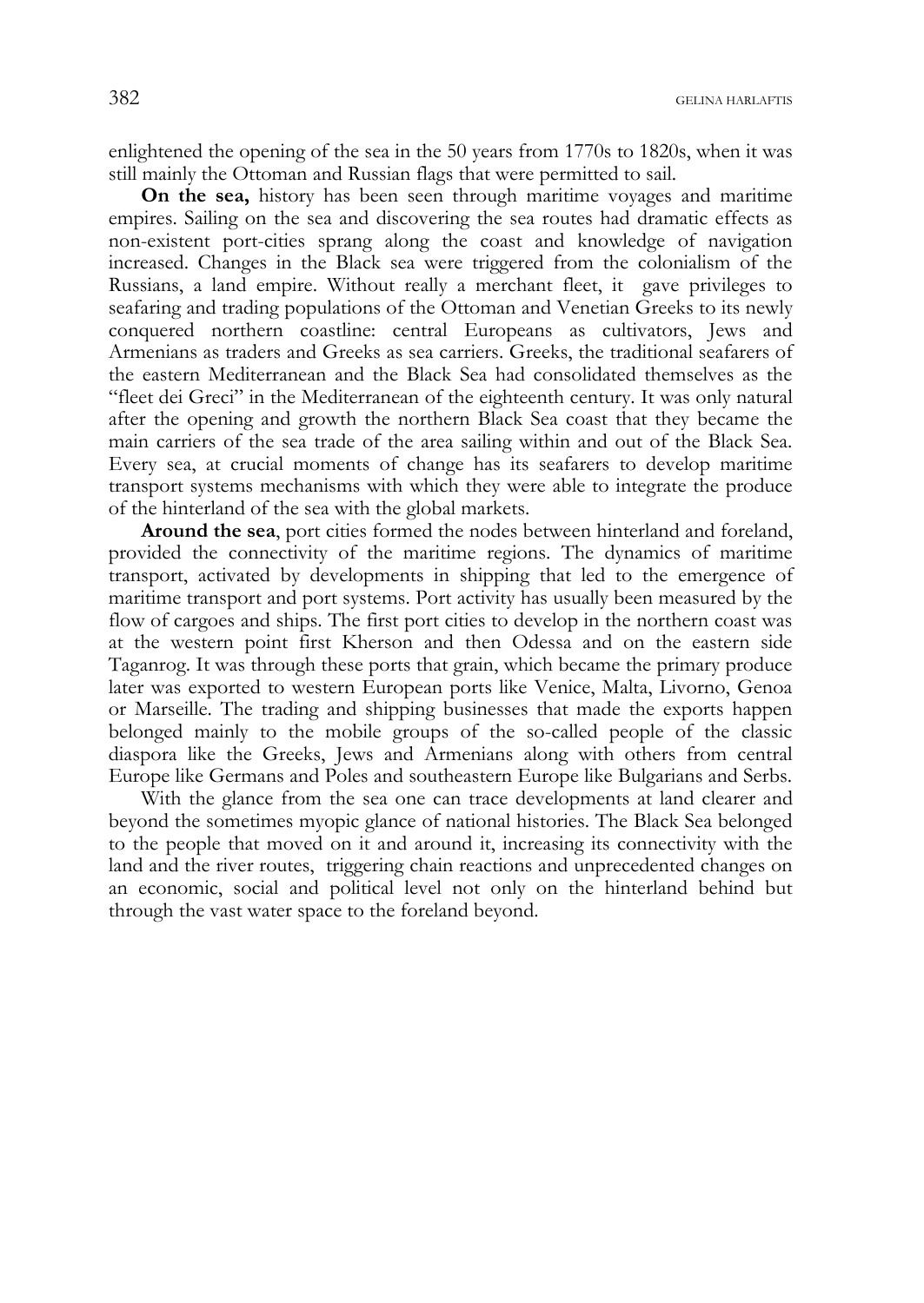enlightened the opening of the sea in the 50 years from 1770s to 1820s, when it was still mainly the Ottoman and Russian flags that were permitted to sail.

**On the sea,** history has been seen through maritime voyages and maritime empires. Sailing on the sea and discovering the sea routes had dramatic effects as non-existent port-cities sprang along the coast and knowledge of navigation increased. Changes in the Black sea were triggered from the colonialism of the Russians, a land empire. Without really a merchant fleet, it gave privileges to seafaring and trading populations of the Ottoman and Venetian Greeks to its newly conquered northern coastline: central Europeans as cultivators, Jews and Armenians as traders and Greeks as sea carriers. Greeks, the traditional seafarers of the eastern Mediterranean and the Black Sea had consolidated themselves as the "fleet dei Greci" in the Mediterranean of the eighteenth century. It was only natural after the opening and growth the northern Black Sea coast that they became the main carriers of the sea trade of the area sailing within and out of the Black Sea. Every sea, at crucial moments of change has its seafarers to develop maritime transport systems mechanisms with which they were able to integrate the produce of the hinterland of the sea with the global markets.

**Around the sea**, port cities formed the nodes between hinterland and foreland, provided the connectivity of the maritime regions. The dynamics of maritime transport, activated by developments in shipping that led to the emergence of maritime transport and port systems. Port activity has usually been measured by the flow of cargoes and ships. The first port cities to develop in the northern coast was at the western point first Kherson and then Odessa and on the eastern side Taganrog. It was through these ports that grain, which became the primary produce later was exported to western European ports like Venice, Malta, Livorno, Genoa or Marseille. The trading and shipping businesses that made the exports happen belonged mainly to the mobile groups of the so-called people of the classic diaspora like the Greeks, Jews and Armenians along with others from central Europe like Germans and Poles and southeastern Europe like Bulgarians and Serbs.

With the glance from the sea one can trace developments at land clearer and beyond the sometimes myopic glance of national histories. The Black Sea belonged to the people that moved on it and around it, increasing its connectivity with the land and the river routes, triggering chain reactions and unprecedented changes on an economic, social and political level not only on the hinterland behind but through the vast water space to the foreland beyond.